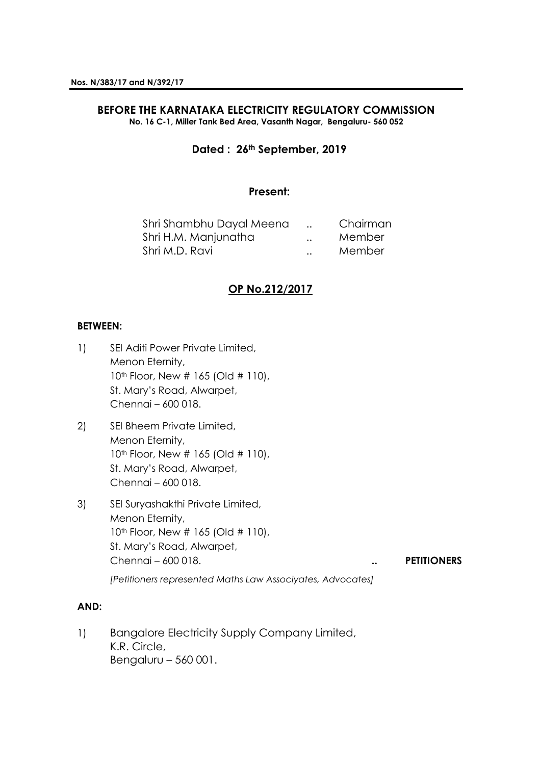**Nos. N/383/17 and N/392/17**

**BEFORE THE KARNATAKA ELECTRICITY REGULATORY COMMISSION**
**No. 16 C-1, Miller Tank Bed Area, Vasanth Nagar, Bengaluru- 560 052**

**Dated : 26th September, 2019**

**Present:**

| | | |
|---|---|---|
| Shri Shambhu Dayal Meena | .. | Chairman |
| Shri H.M. Manjunatha | .. | Member |
| Shri M.D. Ravi | .. | Member |

**OP No.212/2017**

**BETWEEN:**

1) SEI Aditi Power Private Limited,
   Menon Eternity,
   10th Floor, New # 165 (Old # 110),
   St. Mary's Road, Alwarpet,
   Chennai – 600 018.

2) SEI Bheem Private Limited,
   Menon Eternity,
   10th Floor, New # 165 (Old # 110),
   St. Mary's Road, Alwarpet,
   Chennai – 600 018.

3) SEI Suryashakthi Private Limited,
   Menon Eternity,
   10th Floor, New # 165 (Old # 110),
   St. Mary's Road, Alwarpet,
   Chennai – 600 018. .. **PETITIONERS**

*[Petitioners represented Maths Law Associyates, Advocates]*

**AND:**

1) Bangalore Electricity Supply Company Limited,
   K.R. Circle,
   Bengaluru – 560 001.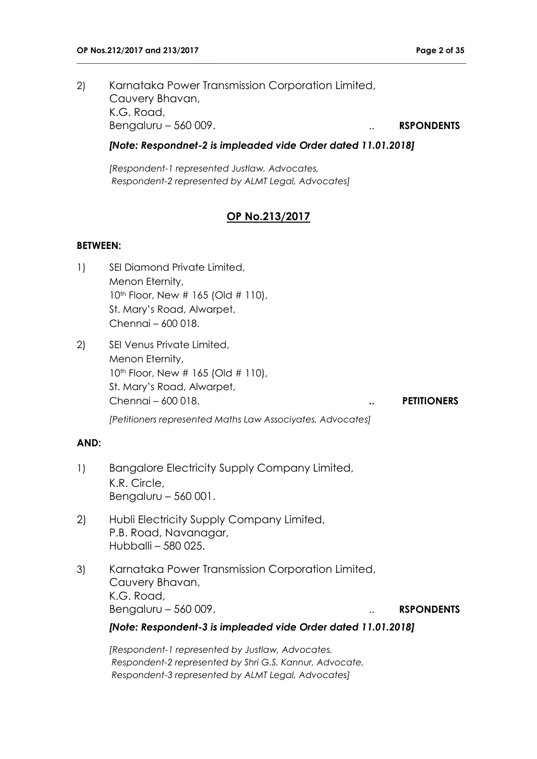2) Karnataka Power Transmission Corporation Limited,
Cauvery Bhavan,
K.G. Road,
Bengaluru – 560 009. .. **RSPONDENTS**

***[Note: Respondnet-2 is impleaded vide Order dated 11.01.2018]***

*[Respondent-1 represented Justlaw, Advocates,*
*Respondent-2 represented by ALMT Legal, Advocates]*

## OP No.213/2017

**BETWEEN:**

1) SEI Diamond Private Limited,
Menon Eternity,
10th Floor, New # 165 (Old # 110),
St. Mary's Road, Alwarpet,
Chennai – 600 018.

2) SEI Venus Private Limited,
Menon Eternity,
10th Floor, New # 165 (Old # 110),
St. Mary's Road, Alwarpet,
Chennai – 600 018. **.. PETITIONERS**

*[Petitioners represented Maths Law Associyates, Advocates]*

**AND:**

1) Bangalore Electricity Supply Company Limited,
K.R. Circle,
Bengaluru – 560 001.

2) Hubli Electricity Supply Company Limited,
P.B. Road, Navanagar,
Hubballi – 580 025.

3) Karnataka Power Transmission Corporation Limited,
Cauvery Bhavan,
K.G. Road,
Bengaluru – 560 009. .. **RSPONDENTS**

***[Note: Respondent-3 is impleaded vide Order dated 11.01.2018]***

*[Respondent-1 represented by Justlaw, Advocates,*
*Respondent-2 represented by Shri G.S. Kannur, Advocate,*
*Respondent-3 represented by ALMT Legal, Advocates]*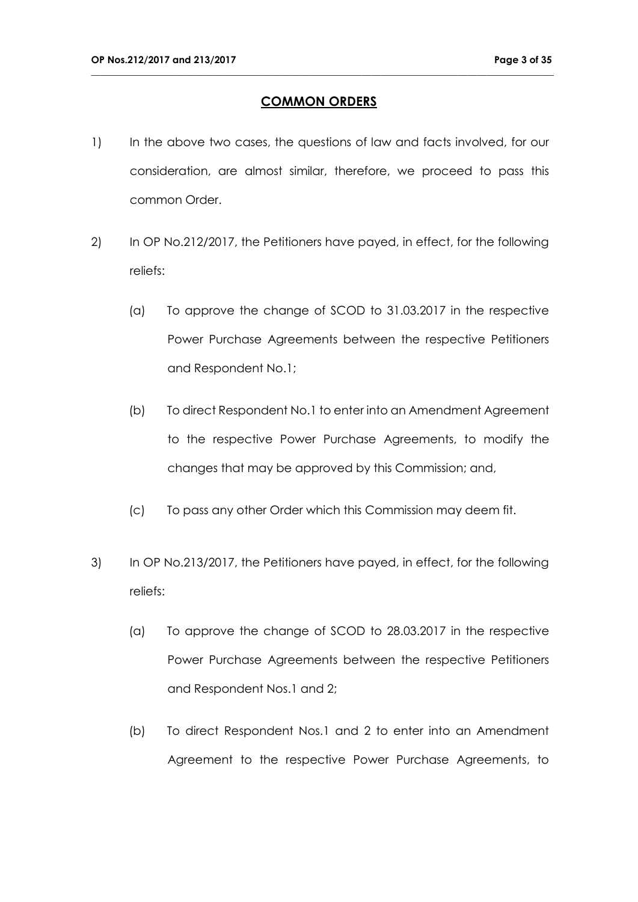## COMMON ORDERS

1) In the above two cases, the questions of law and facts involved, for our consideration, are almost similar, therefore, we proceed to pass this common Order.

2) In OP No.212/2017, the Petitioners have payed, in effect, for the following reliefs:

   (a) To approve the change of SCOD to 31.03.2017 in the respective Power Purchase Agreements between the respective Petitioners and Respondent No.1;

   (b) To direct Respondent No.1 to enter into an Amendment Agreement to the respective Power Purchase Agreements, to modify the changes that may be approved by this Commission; and,

   (c) To pass any other Order which this Commission may deem fit.

3) In OP No.213/2017, the Petitioners have payed, in effect, for the following reliefs:

   (a) To approve the change of SCOD to 28.03.2017 in the respective Power Purchase Agreements between the respective Petitioners and Respondent Nos.1 and 2;

   (b) To direct Respondent Nos.1 and 2 to enter into an Amendment Agreement to the respective Power Purchase Agreements, to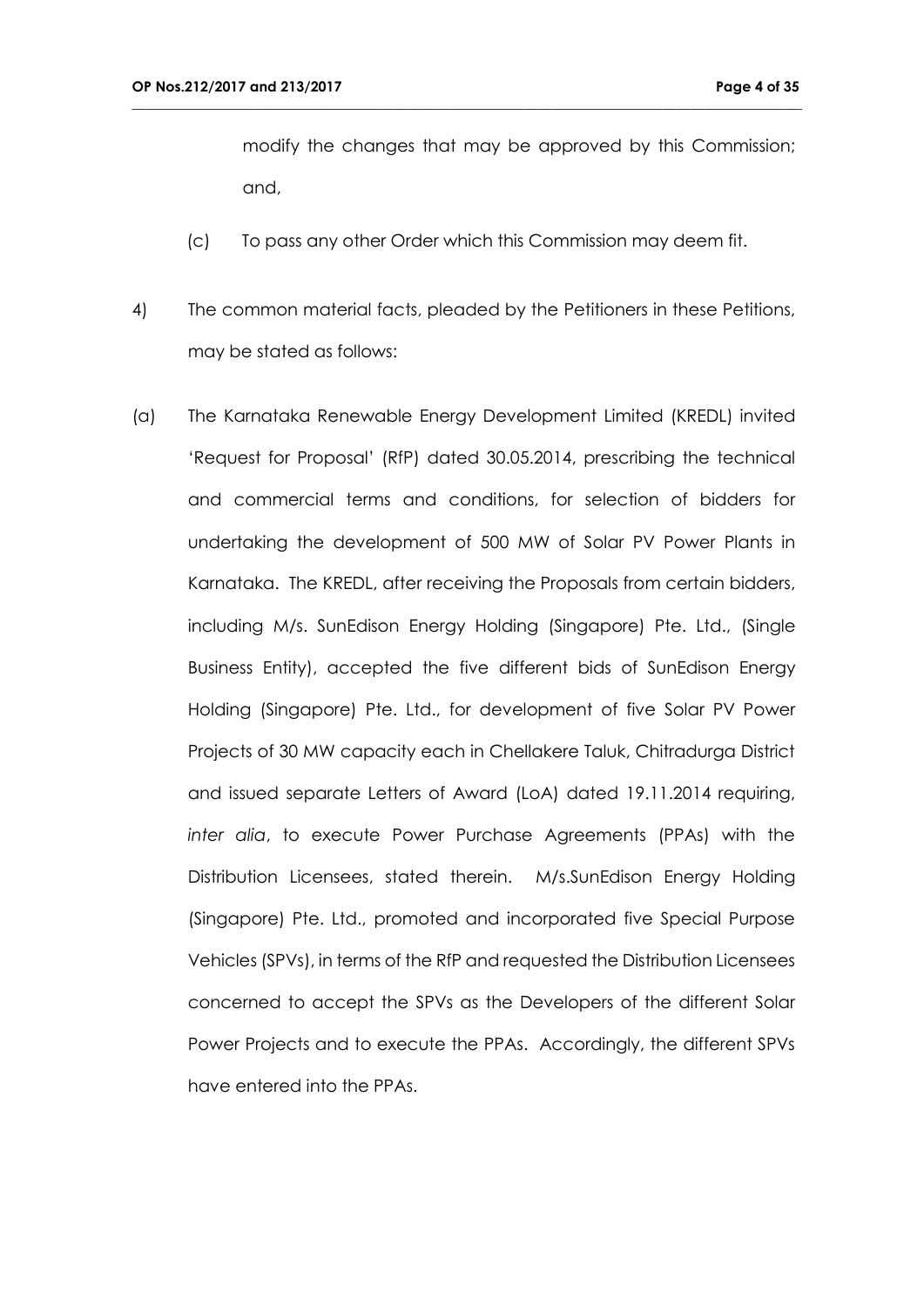modify the changes that may be approved by this Commission; and,

(c) To pass any other Order which this Commission may deem fit.

4) The common material facts, pleaded by the Petitioners in these Petitions, may be stated as follows:

(a) The Karnataka Renewable Energy Development Limited (KREDL) invited 'Request for Proposal' (RfP) dated 30.05.2014, prescribing the technical and commercial terms and conditions, for selection of bidders for undertaking the development of 500 MW of Solar PV Power Plants in Karnataka. The KREDL, after receiving the Proposals from certain bidders, including M/s. SunEdison Energy Holding (Singapore) Pte. Ltd., (Single Business Entity), accepted the five different bids of SunEdison Energy Holding (Singapore) Pte. Ltd., for development of five Solar PV Power Projects of 30 MW capacity each in Chellakere Taluk, Chitradurga District and issued separate Letters of Award (LoA) dated 19.11.2014 requiring, *inter alia*, to execute Power Purchase Agreements (PPAs) with the Distribution Licensees, stated therein. M/s.SunEdison Energy Holding (Singapore) Pte. Ltd., promoted and incorporated five Special Purpose Vehicles (SPVs), in terms of the RfP and requested the Distribution Licensees concerned to accept the SPVs as the Developers of the different Solar Power Projects and to execute the PPAs. Accordingly, the different SPVs have entered into the PPAs.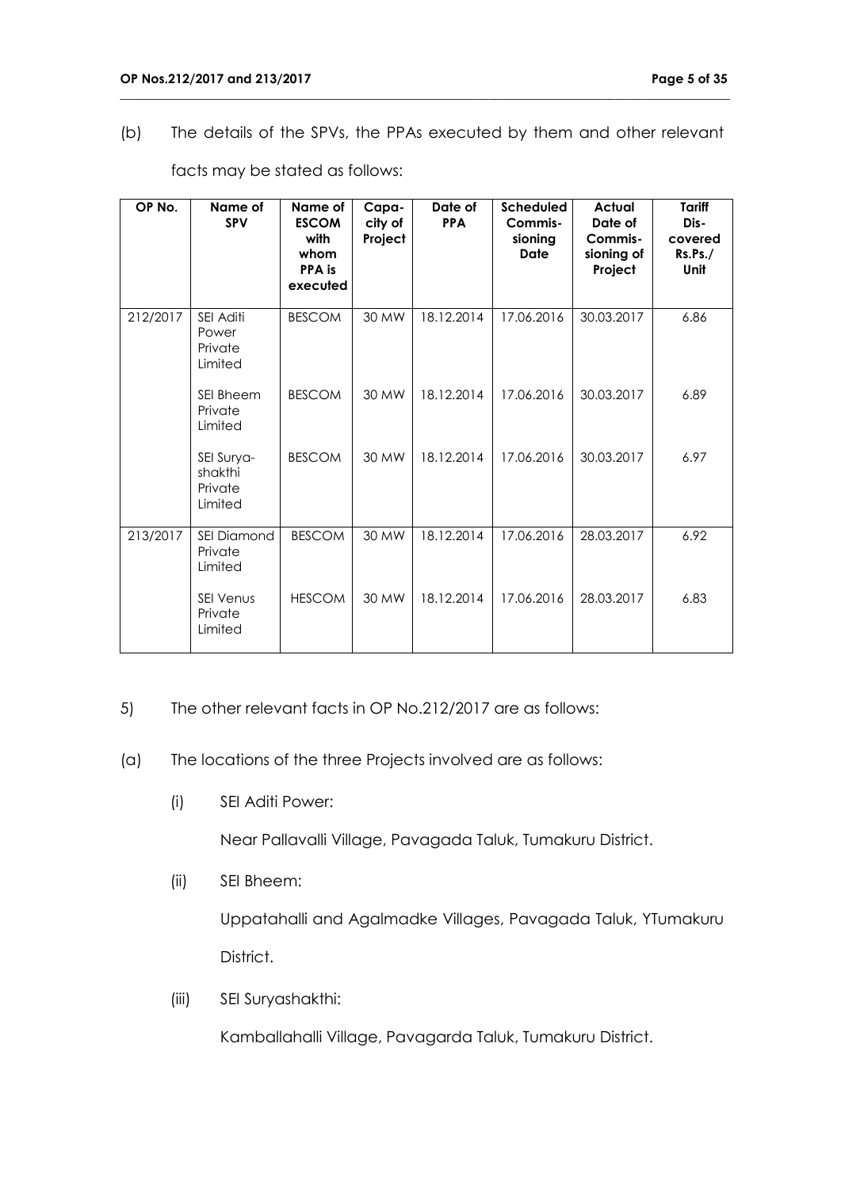(b) The details of the SPVs, the PPAs executed by them and other relevant facts may be stated as follows:

| OP No. | Name of SPV | Name of ESCOM with whom PPA is executed | Capa-city of Project | Date of PPA | Scheduled Commis-sioning Date | Actual Date of Commis-sioning of Project | Tariff Dis-covered Rs.Ps./ Unit |
|---|---|---|---|---|---|---|---|
| 212/2017 | SEI Aditi Power Private Limited | BESCOM | 30 MW | 18.12.2014 | 17.06.2016 | 30.03.2017 | 6.86 |
| | SEI Bheem Private Limited | BESCOM | 30 MW | 18.12.2014 | 17.06.2016 | 30.03.2017 | 6.89 |
| | SEI Surya-shakthi Private Limited | BESCOM | 30 MW | 18.12.2014 | 17.06.2016 | 30.03.2017 | 6.97 |
| 213/2017 | SEI Diamond Private Limited | BESCOM | 30 MW | 18.12.2014 | 17.06.2016 | 28.03.2017 | 6.92 |
| | SEI Venus Private Limited | HESCOM | 30 MW | 18.12.2014 | 17.06.2016 | 28.03.2017 | 6.83 |

5) The other relevant facts in OP No.212/2017 are as follows:

(a) The locations of the three Projects involved are as follows:

(i) SEI Aditi Power:

Near Pallavalli Village, Pavagada Taluk, Tumakuru District.

(ii) SEI Bheem:

Uppatahalli and Agalmadke Villages, Pavagada Taluk, YTumakuru District.

(iii) SEI Suryashakthi:

Kamballahalli Village, Pavagarda Taluk, Tumakuru District.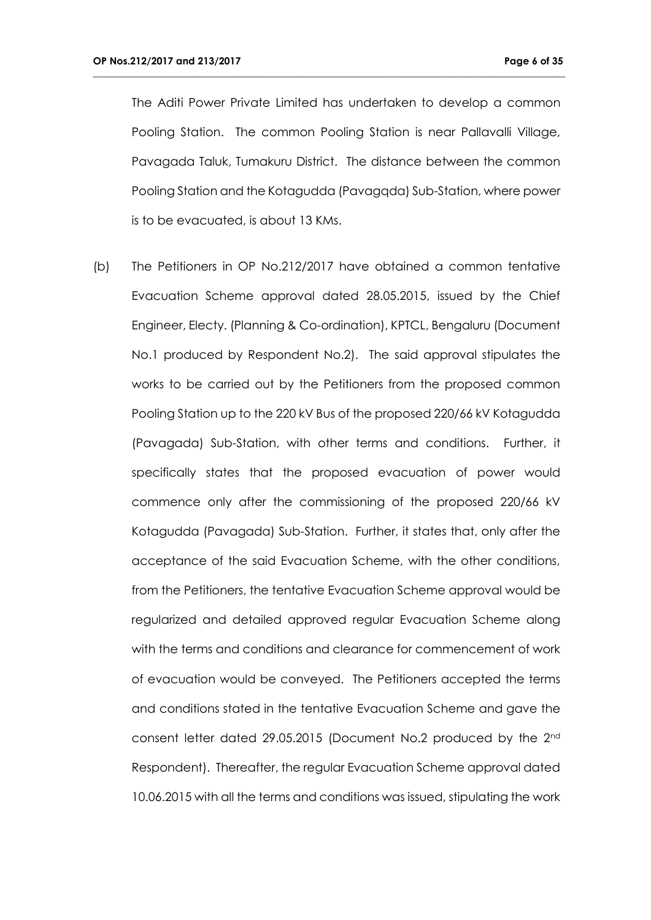The Aditi Power Private Limited has undertaken to develop a common Pooling Station. The common Pooling Station is near Pallavalli Village, Pavagada Taluk, Tumakuru District. The distance between the common Pooling Station and the Kotagudda (Pavagqda) Sub-Station, where power is to be evacuated, is about 13 KMs.

(b) The Petitioners in OP No.212/2017 have obtained a common tentative Evacuation Scheme approval dated 28.05.2015, issued by the Chief Engineer, Electy. (Planning & Co-ordination), KPTCL, Bengaluru (Document No.1 produced by Respondent No.2). The said approval stipulates the works to be carried out by the Petitioners from the proposed common Pooling Station up to the 220 kV Bus of the proposed 220/66 kV Kotagudda (Pavagada) Sub-Station, with other terms and conditions. Further, it specifically states that the proposed evacuation of power would commence only after the commissioning of the proposed 220/66 kV Kotagudda (Pavagada) Sub-Station. Further, it states that, only after the acceptance of the said Evacuation Scheme, with the other conditions, from the Petitioners, the tentative Evacuation Scheme approval would be regularized and detailed approved regular Evacuation Scheme along with the terms and conditions and clearance for commencement of work of evacuation would be conveyed. The Petitioners accepted the terms and conditions stated in the tentative Evacuation Scheme and gave the consent letter dated 29.05.2015 (Document No.2 produced by the 2nd Respondent). Thereafter, the regular Evacuation Scheme approval dated 10.06.2015 with all the terms and conditions was issued, stipulating the work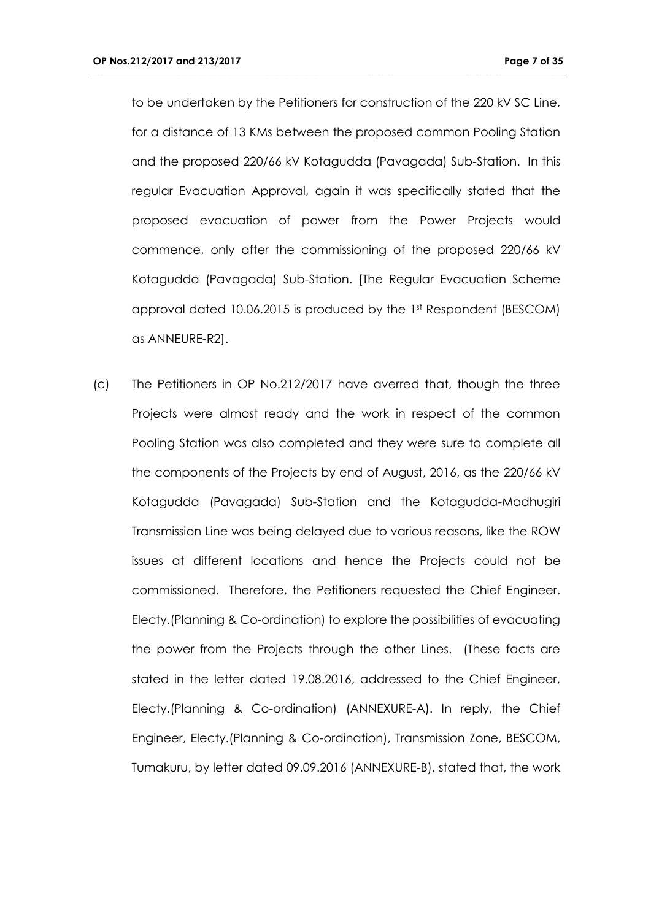to be undertaken by the Petitioners for construction of the 220 kV SC Line, for a distance of 13 KMs between the proposed common Pooling Station and the proposed 220/66 kV Kotagudda (Pavagada) Sub-Station. In this regular Evacuation Approval, again it was specifically stated that the proposed evacuation of power from the Power Projects would commence, only after the commissioning of the proposed 220/66 kV Kotagudda (Pavagada) Sub-Station. [The Regular Evacuation Scheme approval dated 10.06.2015 is produced by the 1st Respondent (BESCOM) as ANNEURE-R2].

(c) The Petitioners in OP No.212/2017 have averred that, though the three Projects were almost ready and the work in respect of the common Pooling Station was also completed and they were sure to complete all the components of the Projects by end of August, 2016, as the 220/66 kV Kotagudda (Pavagada) Sub-Station and the Kotagudda-Madhugiri Transmission Line was being delayed due to various reasons, like the ROW issues at different locations and hence the Projects could not be commissioned. Therefore, the Petitioners requested the Chief Engineer. Electy.(Planning & Co-ordination) to explore the possibilities of evacuating the power from the Projects through the other Lines. (These facts are stated in the letter dated 19.08.2016, addressed to the Chief Engineer, Electy.(Planning & Co-ordination) (ANNEXURE-A). In reply, the Chief Engineer, Electy.(Planning & Co-ordination), Transmission Zone, BESCOM, Tumakuru, by letter dated 09.09.2016 (ANNEXURE-B), stated that, the work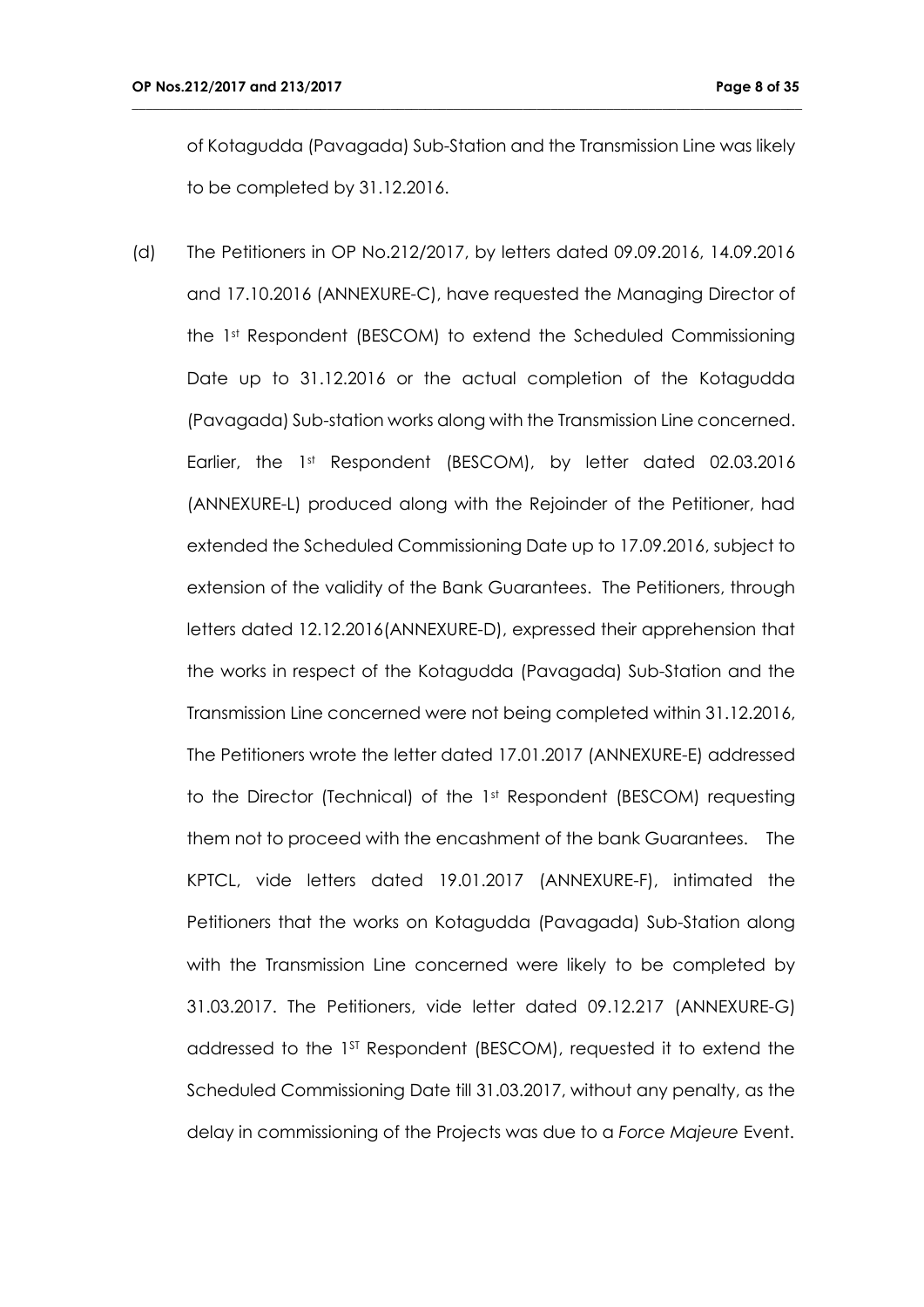of Kotagudda (Pavagada) Sub-Station and the Transmission Line was likely to be completed by 31.12.2016.

(d) The Petitioners in OP No.212/2017, by letters dated 09.09.2016, 14.09.2016 and 17.10.2016 (ANNEXURE-C), have requested the Managing Director of the 1st Respondent (BESCOM) to extend the Scheduled Commissioning Date up to 31.12.2016 or the actual completion of the Kotagudda (Pavagada) Sub-station works along with the Transmission Line concerned. Earlier, the 1st Respondent (BESCOM), by letter dated 02.03.2016 (ANNEXURE-L) produced along with the Rejoinder of the Petitioner, had extended the Scheduled Commissioning Date up to 17.09.2016, subject to extension of the validity of the Bank Guarantees. The Petitioners, through letters dated 12.12.2016(ANNEXURE-D), expressed their apprehension that the works in respect of the Kotagudda (Pavagada) Sub-Station and the Transmission Line concerned were not being completed within 31.12.2016, The Petitioners wrote the letter dated 17.01.2017 (ANNEXURE-E) addressed to the Director (Technical) of the 1st Respondent (BESCOM) requesting them not to proceed with the encashment of the bank Guarantees. The KPTCL, vide letters dated 19.01.2017 (ANNEXURE-F), intimated the Petitioners that the works on Kotagudda (Pavagada) Sub-Station along with the Transmission Line concerned were likely to be completed by 31.03.2017. The Petitioners, vide letter dated 09.12.217 (ANNEXURE-G) addressed to the 1ST Respondent (BESCOM), requested it to extend the Scheduled Commissioning Date till 31.03.2017, without any penalty, as the delay in commissioning of the Projects was due to a *Force Majeure* Event.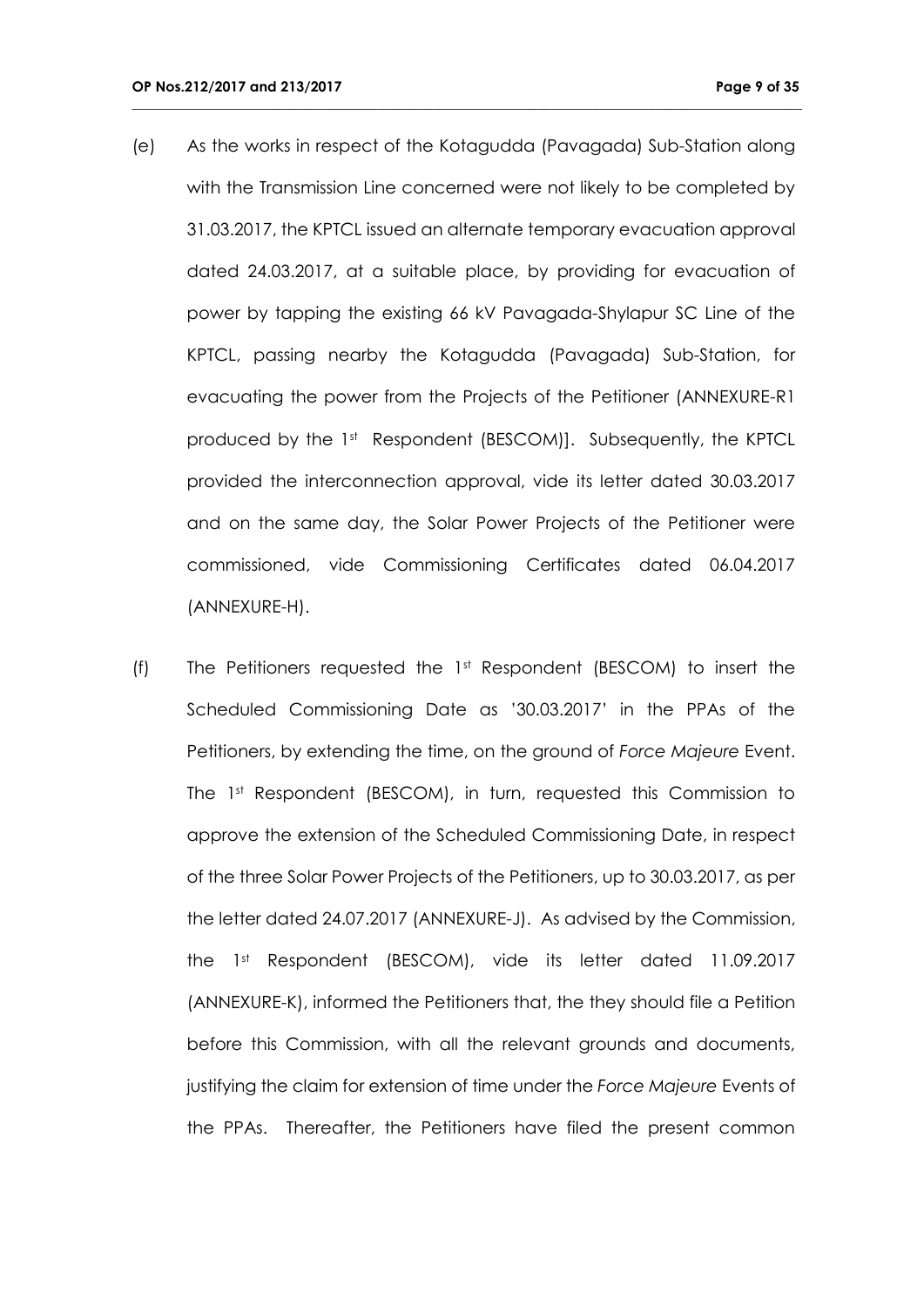(e) As the works in respect of the Kotagudda (Pavagada) Sub-Station along with the Transmission Line concerned were not likely to be completed by 31.03.2017, the KPTCL issued an alternate temporary evacuation approval dated 24.03.2017, at a suitable place, by providing for evacuation of power by tapping the existing 66 kV Pavagada-Shylapur SC Line of the KPTCL, passing nearby the Kotagudda (Pavagada) Sub-Station, for evacuating the power from the Projects of the Petitioner (ANNEXURE-R1 produced by the 1st Respondent (BESCOM)]. Subsequently, the KPTCL provided the interconnection approval, vide its letter dated 30.03.2017 and on the same day, the Solar Power Projects of the Petitioner were commissioned, vide Commissioning Certificates dated 06.04.2017 (ANNEXURE-H).

(f) The Petitioners requested the 1st Respondent (BESCOM) to insert the Scheduled Commissioning Date as '30.03.2017' in the PPAs of the Petitioners, by extending the time, on the ground of *Force Majeure* Event. The 1st Respondent (BESCOM), in turn, requested this Commission to approve the extension of the Scheduled Commissioning Date, in respect of the three Solar Power Projects of the Petitioners, up to 30.03.2017, as per the letter dated 24.07.2017 (ANNEXURE-J). As advised by the Commission, the 1st Respondent (BESCOM), vide its letter dated 11.09.2017 (ANNEXURE-K), informed the Petitioners that, the they should file a Petition before this Commission, with all the relevant grounds and documents, justifying the claim for extension of time under the *Force Majeure* Events of the PPAs. Thereafter, the Petitioners have filed the present common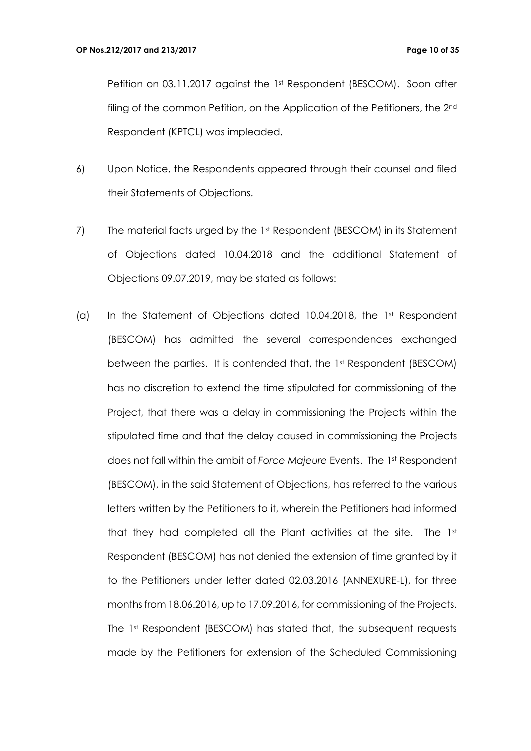Petition on 03.11.2017 against the 1st Respondent (BESCOM). Soon after filing of the common Petition, on the Application of the Petitioners, the 2nd Respondent (KPTCL) was impleaded.

6) Upon Notice, the Respondents appeared through their counsel and filed their Statements of Objections.

7) The material facts urged by the 1st Respondent (BESCOM) in its Statement of Objections dated 10.04.2018 and the additional Statement of Objections 09.07.2019, may be stated as follows:

(a) In the Statement of Objections dated 10.04.2018, the 1st Respondent (BESCOM) has admitted the several correspondences exchanged between the parties. It is contended that, the 1st Respondent (BESCOM) has no discretion to extend the time stipulated for commissioning of the Project, that there was a delay in commissioning the Projects within the stipulated time and that the delay caused in commissioning the Projects does not fall within the ambit of *Force Majeure* Events. The 1st Respondent (BESCOM), in the said Statement of Objections, has referred to the various letters written by the Petitioners to it, wherein the Petitioners had informed that they had completed all the Plant activities at the site. The 1st Respondent (BESCOM) has not denied the extension of time granted by it to the Petitioners under letter dated 02.03.2016 (ANNEXURE-L), for three months from 18.06.2016, up to 17.09.2016, for commissioning of the Projects. The 1st Respondent (BESCOM) has stated that, the subsequent requests made by the Petitioners for extension of the Scheduled Commissioning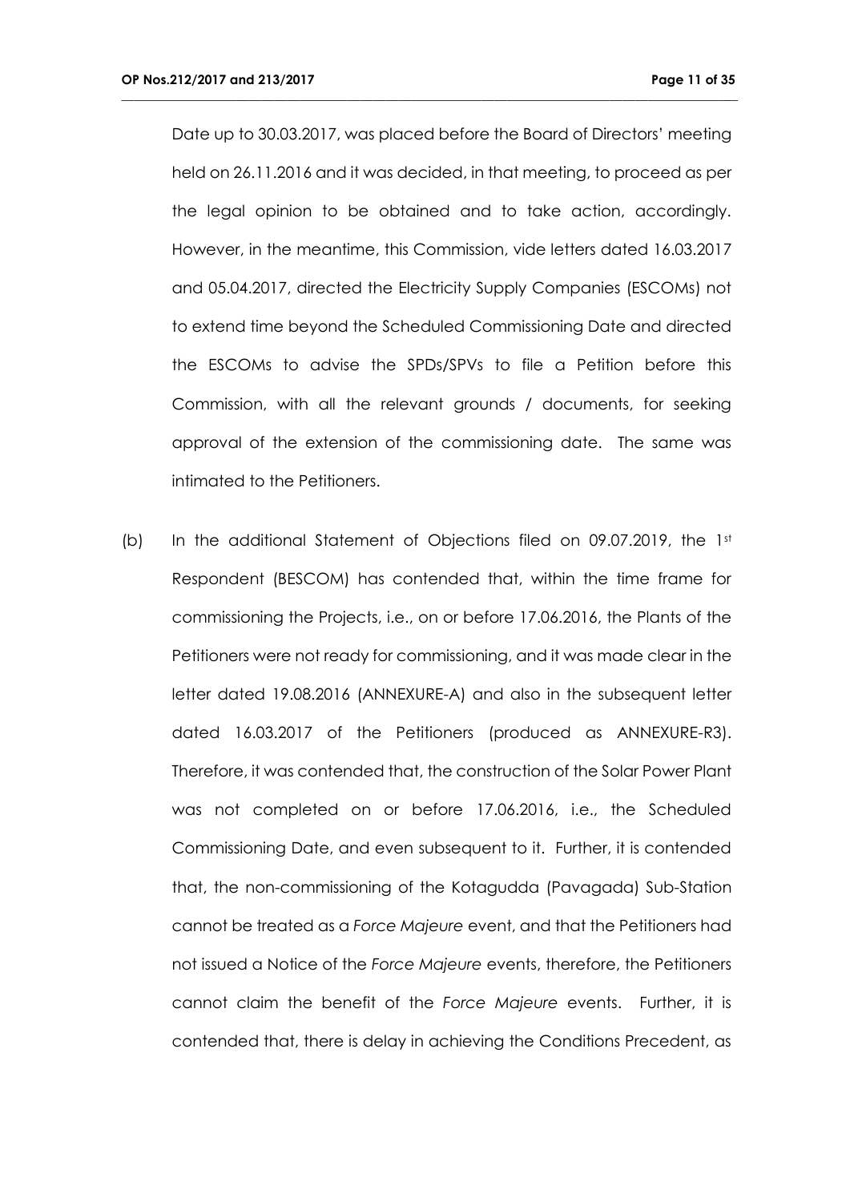Date up to 30.03.2017, was placed before the Board of Directors' meeting held on 26.11.2016 and it was decided, in that meeting, to proceed as per the legal opinion to be obtained and to take action, accordingly. However, in the meantime, this Commission, vide letters dated 16.03.2017 and 05.04.2017, directed the Electricity Supply Companies (ESCOMs) not to extend time beyond the Scheduled Commissioning Date and directed the ESCOMs to advise the SPDs/SPVs to file a Petition before this Commission, with all the relevant grounds / documents, for seeking approval of the extension of the commissioning date. The same was intimated to the Petitioners.

(b) In the additional Statement of Objections filed on 09.07.2019, the 1st Respondent (BESCOM) has contended that, within the time frame for commissioning the Projects, i.e., on or before 17.06.2016, the Plants of the Petitioners were not ready for commissioning, and it was made clear in the letter dated 19.08.2016 (ANNEXURE-A) and also in the subsequent letter dated 16.03.2017 of the Petitioners (produced as ANNEXURE-R3). Therefore, it was contended that, the construction of the Solar Power Plant was not completed on or before 17.06.2016, i.e., the Scheduled Commissioning Date, and even subsequent to it. Further, it is contended that, the non-commissioning of the Kotagudda (Pavagada) Sub-Station cannot be treated as a *Force Majeure* event, and that the Petitioners had not issued a Notice of the *Force Majeure* events, therefore, the Petitioners cannot claim the benefit of the *Force Majeure* events. Further, it is contended that, there is delay in achieving the Conditions Precedent, as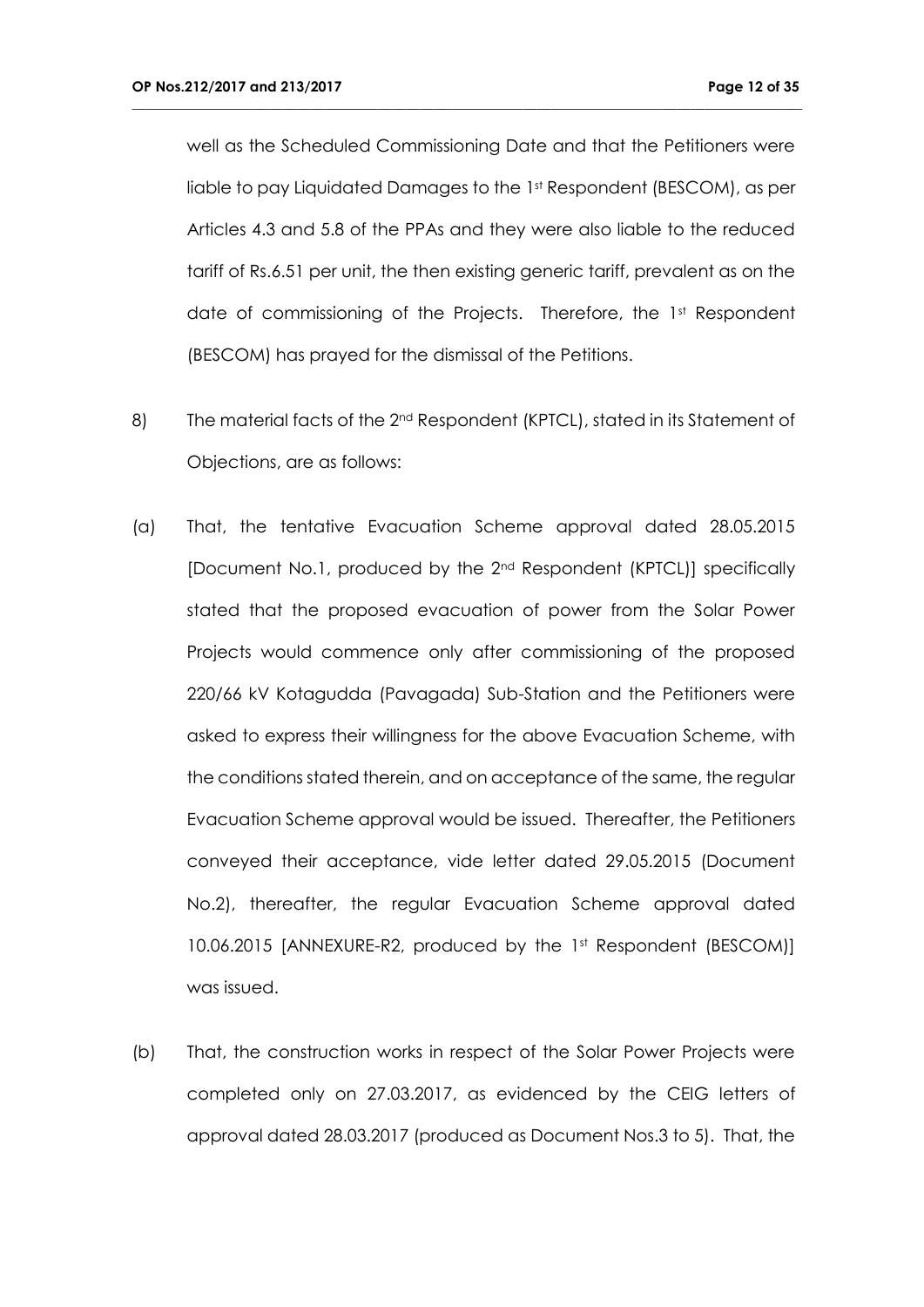well as the Scheduled Commissioning Date and that the Petitioners were liable to pay Liquidated Damages to the 1st Respondent (BESCOM), as per Articles 4.3 and 5.8 of the PPAs and they were also liable to the reduced tariff of Rs.6.51 per unit, the then existing generic tariff, prevalent as on the date of commissioning of the Projects. Therefore, the 1st Respondent (BESCOM) has prayed for the dismissal of the Petitions.

8) The material facts of the 2nd Respondent (KPTCL), stated in its Statement of Objections, are as follows:

(a) That, the tentative Evacuation Scheme approval dated 28.05.2015 [Document No.1, produced by the 2nd Respondent (KPTCL)] specifically stated that the proposed evacuation of power from the Solar Power Projects would commence only after commissioning of the proposed 220/66 kV Kotagudda (Pavagada) Sub-Station and the Petitioners were asked to express their willingness for the above Evacuation Scheme, with the conditions stated therein, and on acceptance of the same, the regular Evacuation Scheme approval would be issued. Thereafter, the Petitioners conveyed their acceptance, vide letter dated 29.05.2015 (Document No.2), thereafter, the regular Evacuation Scheme approval dated 10.06.2015 [ANNEXURE-R2, produced by the 1st Respondent (BESCOM)] was issued.

(b) That, the construction works in respect of the Solar Power Projects were completed only on 27.03.2017, as evidenced by the CEIG letters of approval dated 28.03.2017 (produced as Document Nos.3 to 5). That, the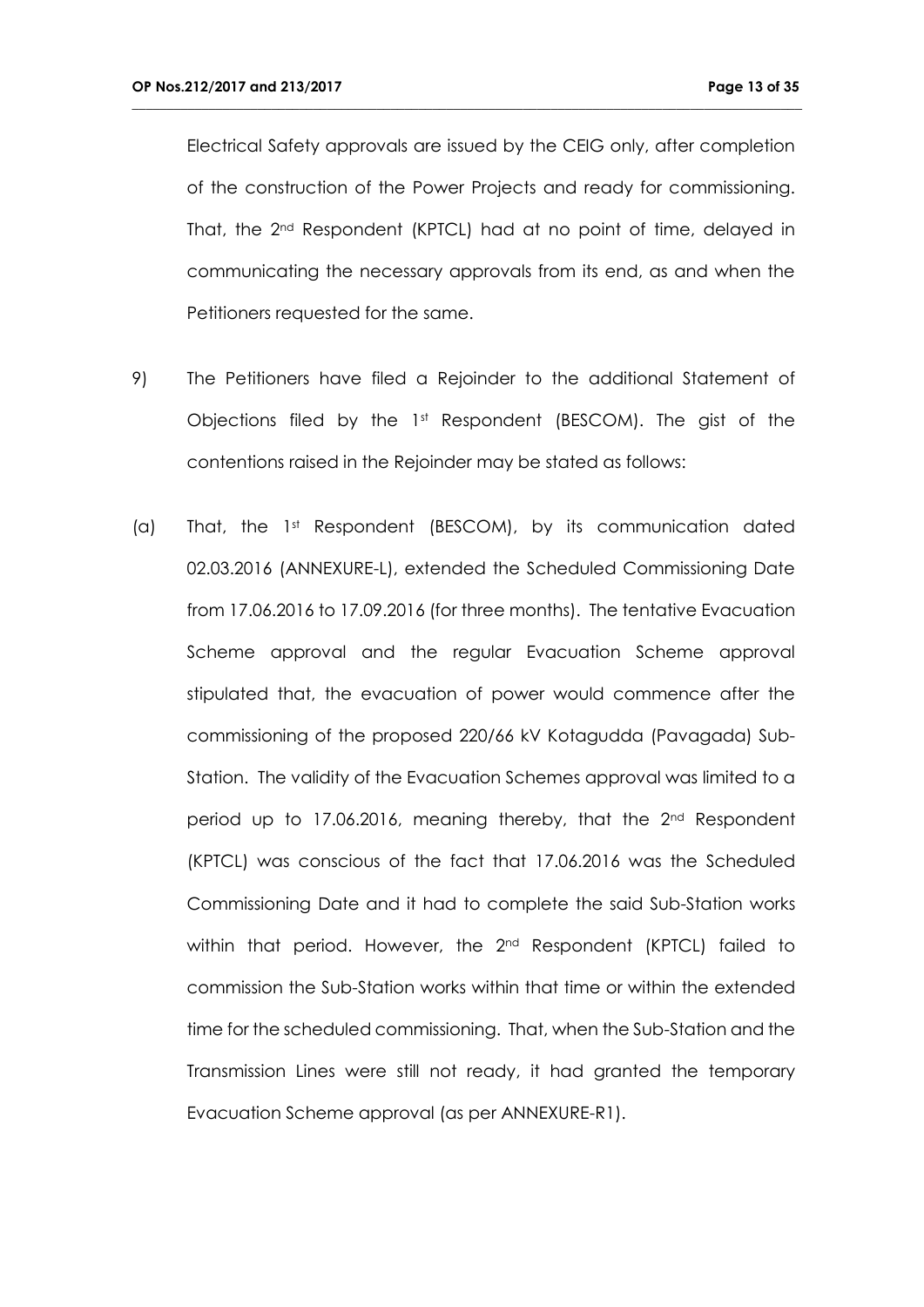Electrical Safety approvals are issued by the CEIG only, after completion of the construction of the Power Projects and ready for commissioning. That, the 2nd Respondent (KPTCL) had at no point of time, delayed in communicating the necessary approvals from its end, as and when the Petitioners requested for the same.

9) The Petitioners have filed a Rejoinder to the additional Statement of Objections filed by the 1st Respondent (BESCOM). The gist of the contentions raised in the Rejoinder may be stated as follows:

(a) That, the 1st Respondent (BESCOM), by its communication dated 02.03.2016 (ANNEXURE-L), extended the Scheduled Commissioning Date from 17.06.2016 to 17.09.2016 (for three months). The tentative Evacuation Scheme approval and the regular Evacuation Scheme approval stipulated that, the evacuation of power would commence after the commissioning of the proposed 220/66 kV Kotagudda (Pavagada) Sub-Station. The validity of the Evacuation Schemes approval was limited to a period up to 17.06.2016, meaning thereby, that the 2nd Respondent (KPTCL) was conscious of the fact that 17.06.2016 was the Scheduled Commissioning Date and it had to complete the said Sub-Station works within that period. However, the 2nd Respondent (KPTCL) failed to commission the Sub-Station works within that time or within the extended time for the scheduled commissioning. That, when the Sub-Station and the Transmission Lines were still not ready, it had granted the temporary Evacuation Scheme approval (as per ANNEXURE-R1).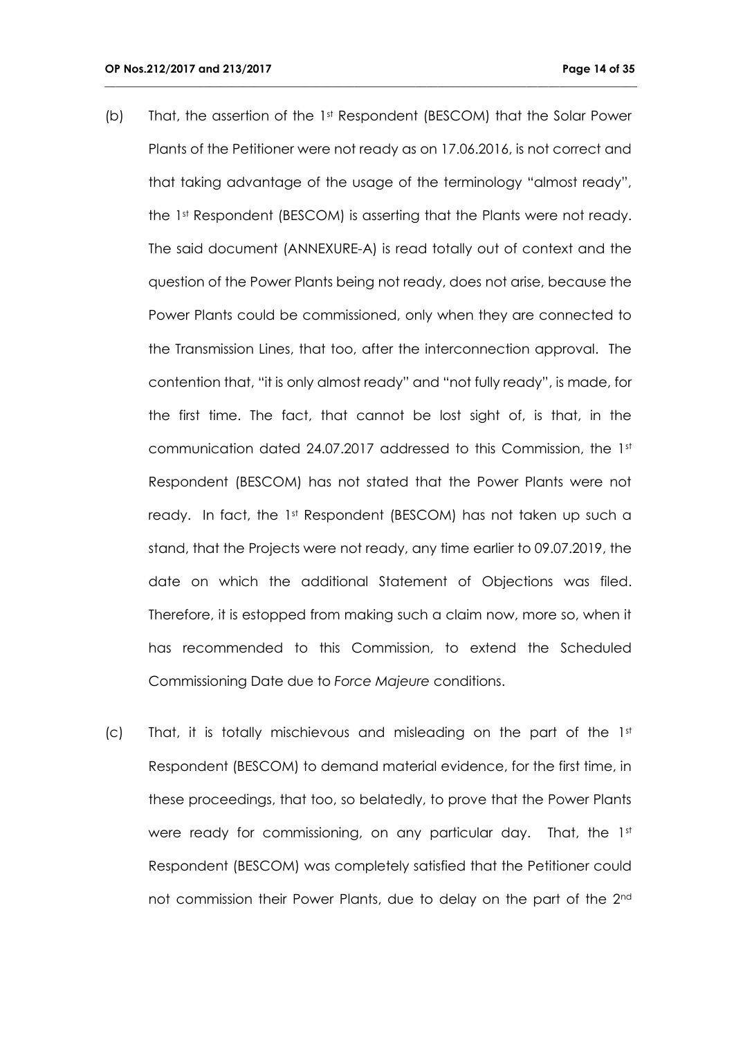(b) That, the assertion of the 1st Respondent (BESCOM) that the Solar Power Plants of the Petitioner were not ready as on 17.06.2016, is not correct and that taking advantage of the usage of the terminology "almost ready", the 1st Respondent (BESCOM) is asserting that the Plants were not ready. The said document (ANNEXURE-A) is read totally out of context and the question of the Power Plants being not ready, does not arise, because the Power Plants could be commissioned, only when they are connected to the Transmission Lines, that too, after the interconnection approval. The contention that, "it is only almost ready" and "not fully ready", is made, for the first time. The fact, that cannot be lost sight of, is that, in the communication dated 24.07.2017 addressed to this Commission, the 1st Respondent (BESCOM) has not stated that the Power Plants were not ready. In fact, the 1st Respondent (BESCOM) has not taken up such a stand, that the Projects were not ready, any time earlier to 09.07.2019, the date on which the additional Statement of Objections was filed. Therefore, it is estopped from making such a claim now, more so, when it has recommended to this Commission, to extend the Scheduled Commissioning Date due to *Force Majeure* conditions.

(c) That, it is totally mischievous and misleading on the part of the 1st Respondent (BESCOM) to demand material evidence, for the first time, in these proceedings, that too, so belatedly, to prove that the Power Plants were ready for commissioning, on any particular day. That, the 1st Respondent (BESCOM) was completely satisfied that the Petitioner could not commission their Power Plants, due to delay on the part of the 2nd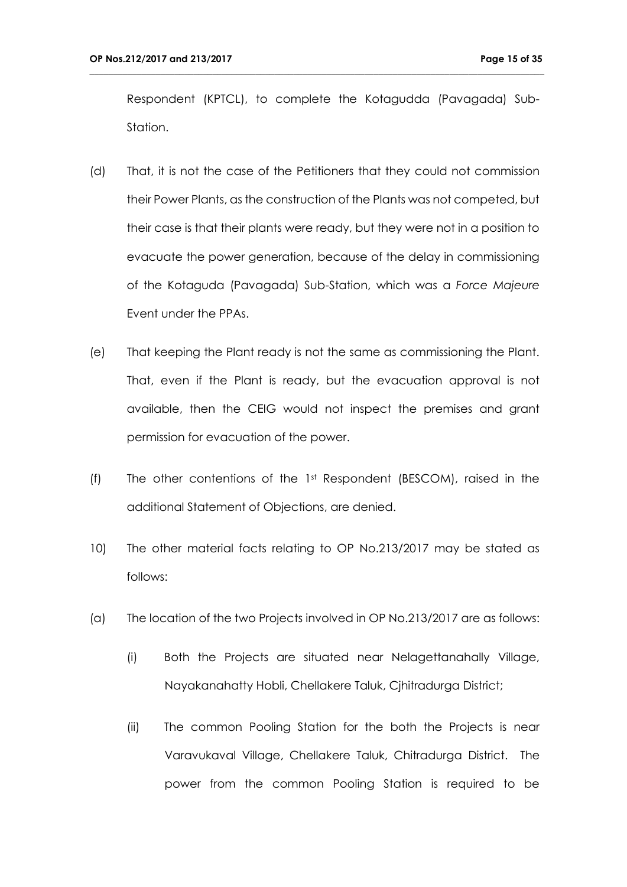Respondent (KPTCL), to complete the Kotagudda (Pavagada) Sub-Station.

(d) That, it is not the case of the Petitioners that they could not commission their Power Plants, as the construction of the Plants was not competed, but their case is that their plants were ready, but they were not in a position to evacuate the power generation, because of the delay in commissioning of the Kotaguda (Pavagada) Sub-Station, which was a *Force Majeure* Event under the PPAs.

(e) That keeping the Plant ready is not the same as commissioning the Plant. That, even if the Plant is ready, but the evacuation approval is not available, then the CEIG would not inspect the premises and grant permission for evacuation of the power.

(f) The other contentions of the 1st Respondent (BESCOM), raised in the additional Statement of Objections, are denied.

10) The other material facts relating to OP No.213/2017 may be stated as follows:

(a) The location of the two Projects involved in OP No.213/2017 are as follows:

   (i) Both the Projects are situated near Nelagettanahally Village, Nayakanahatty Hobli, Chellakere Taluk, Cjhitradurga District;

   (ii) The common Pooling Station for the both the Projects is near Varavukaval Village, Chellakere Taluk, Chitradurga District. The power from the common Pooling Station is required to be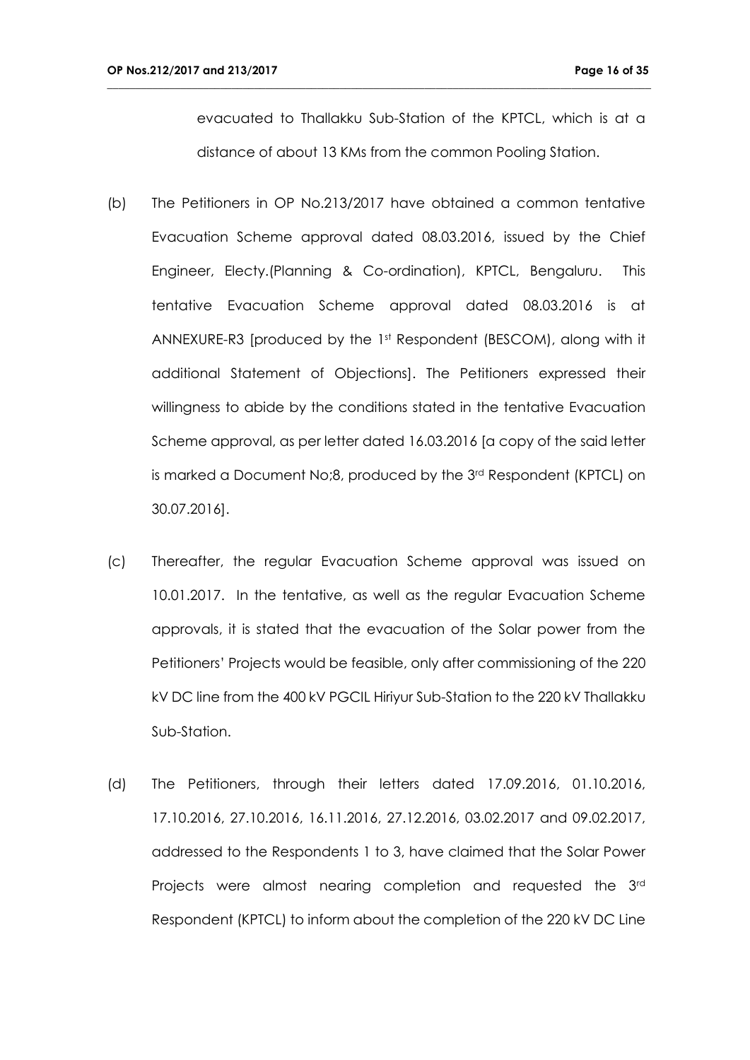evacuated to Thallakku Sub-Station of the KPTCL, which is at a distance of about 13 KMs from the common Pooling Station.

(b) The Petitioners in OP No.213/2017 have obtained a common tentative Evacuation Scheme approval dated 08.03.2016, issued by the Chief Engineer, Electy.(Planning & Co-ordination), KPTCL, Bengaluru. This tentative Evacuation Scheme approval dated 08.03.2016 is at ANNEXURE-R3 [produced by the 1st Respondent (BESCOM), along with it additional Statement of Objections]. The Petitioners expressed their willingness to abide by the conditions stated in the tentative Evacuation Scheme approval, as per letter dated 16.03.2016 [a copy of the said letter is marked a Document No;8, produced by the 3rd Respondent (KPTCL) on 30.07.2016].

(c) Thereafter, the regular Evacuation Scheme approval was issued on 10.01.2017. In the tentative, as well as the regular Evacuation Scheme approvals, it is stated that the evacuation of the Solar power from the Petitioners' Projects would be feasible, only after commissioning of the 220 kV DC line from the 400 kV PGCIL Hiriyur Sub-Station to the 220 kV Thallakku Sub-Station.

(d) The Petitioners, through their letters dated 17.09.2016, 01.10.2016, 17.10.2016, 27.10.2016, 16.11.2016, 27.12.2016, 03.02.2017 and 09.02.2017, addressed to the Respondents 1 to 3, have claimed that the Solar Power Projects were almost nearing completion and requested the 3rd Respondent (KPTCL) to inform about the completion of the 220 kV DC Line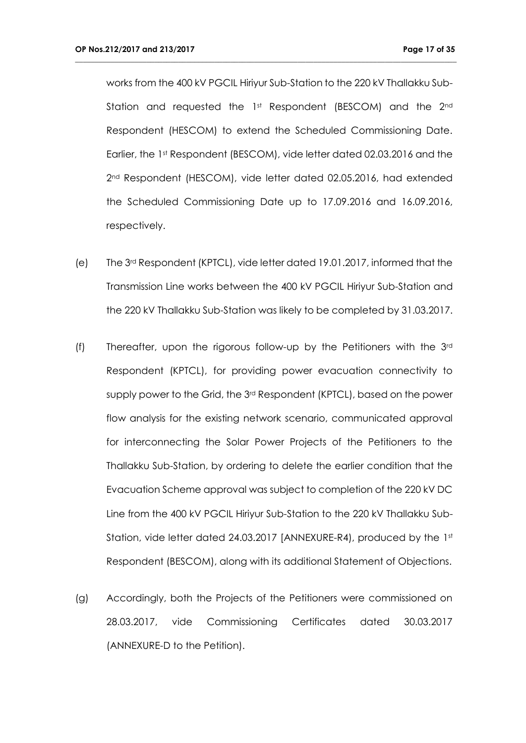works from the 400 kV PGCIL Hiriyur Sub-Station to the 220 kV Thallakku Sub-Station and requested the 1st Respondent (BESCOM) and the 2nd Respondent (HESCOM) to extend the Scheduled Commissioning Date. Earlier, the 1st Respondent (BESCOM), vide letter dated 02.03.2016 and the 2nd Respondent (HESCOM), vide letter dated 02.05.2016, had extended the Scheduled Commissioning Date up to 17.09.2016 and 16.09.2016, respectively.

(e) The 3rd Respondent (KPTCL), vide letter dated 19.01.2017, informed that the Transmission Line works between the 400 kV PGCIL Hiriyur Sub-Station and the 220 kV Thallakku Sub-Station was likely to be completed by 31.03.2017.

(f) Thereafter, upon the rigorous follow-up by the Petitioners with the 3rd Respondent (KPTCL), for providing power evacuation connectivity to supply power to the Grid, the 3rd Respondent (KPTCL), based on the power flow analysis for the existing network scenario, communicated approval for interconnecting the Solar Power Projects of the Petitioners to the Thallakku Sub-Station, by ordering to delete the earlier condition that the Evacuation Scheme approval was subject to completion of the 220 kV DC Line from the 400 kV PGCIL Hiriyur Sub-Station to the 220 kV Thallakku Sub-Station, vide letter dated 24.03.2017 [ANNEXURE-R4], produced by the 1st Respondent (BESCOM), along with its additional Statement of Objections.

(g) Accordingly, both the Projects of the Petitioners were commissioned on 28.03.2017, vide Commissioning Certificates dated 30.03.2017 (ANNEXURE-D to the Petition).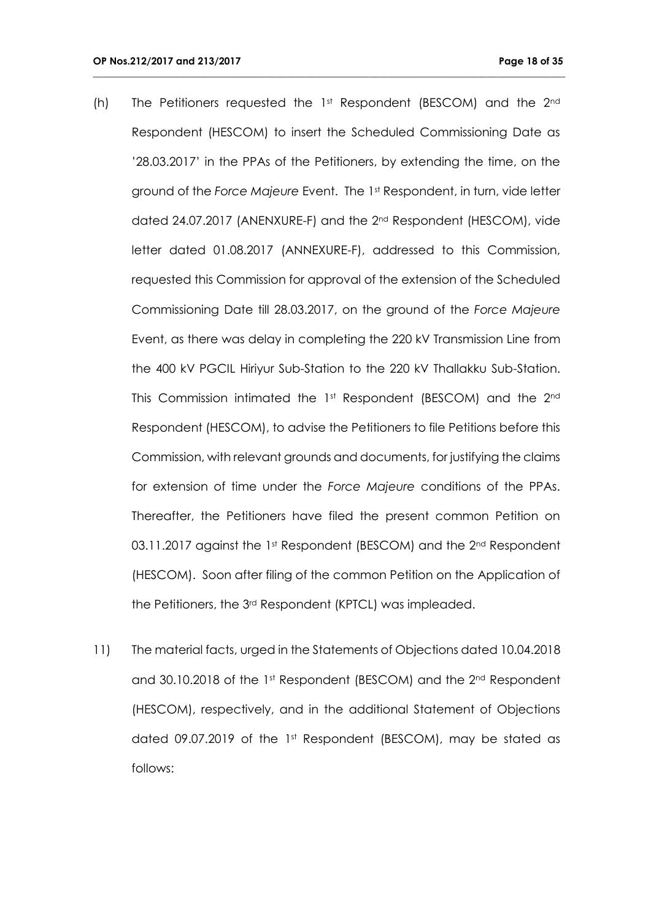(h) The Petitioners requested the 1st Respondent (BESCOM) and the 2nd Respondent (HESCOM) to insert the Scheduled Commissioning Date as '28.03.2017' in the PPAs of the Petitioners, by extending the time, on the ground of the *Force Majeure* Event. The 1st Respondent, in turn, vide letter dated 24.07.2017 (ANENXURE-F) and the 2nd Respondent (HESCOM), vide letter dated 01.08.2017 (ANNEXURE-F), addressed to this Commission, requested this Commission for approval of the extension of the Scheduled Commissioning Date till 28.03.2017, on the ground of the *Force Majeure* Event, as there was delay in completing the 220 kV Transmission Line from the 400 kV PGCIL Hiriyur Sub-Station to the 220 kV Thallakku Sub-Station. This Commission intimated the 1st Respondent (BESCOM) and the 2nd Respondent (HESCOM), to advise the Petitioners to file Petitions before this Commission, with relevant grounds and documents, for justifying the claims for extension of time under the *Force Majeure* conditions of the PPAs. Thereafter, the Petitioners have filed the present common Petition on 03.11.2017 against the 1st Respondent (BESCOM) and the 2nd Respondent (HESCOM). Soon after filing of the common Petition on the Application of the Petitioners, the 3rd Respondent (KPTCL) was impleaded.

11) The material facts, urged in the Statements of Objections dated 10.04.2018 and 30.10.2018 of the 1st Respondent (BESCOM) and the 2nd Respondent (HESCOM), respectively, and in the additional Statement of Objections dated 09.07.2019 of the 1st Respondent (BESCOM), may be stated as follows: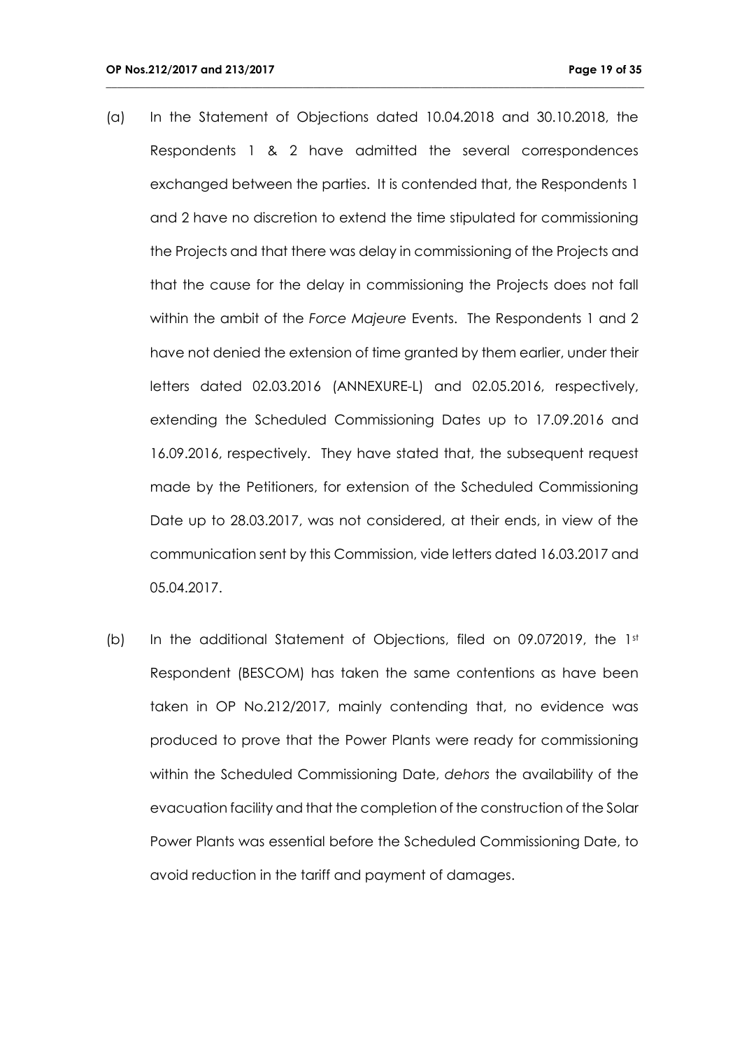(a) In the Statement of Objections dated 10.04.2018 and 30.10.2018, the Respondents 1 & 2 have admitted the several correspondences exchanged between the parties. It is contended that, the Respondents 1 and 2 have no discretion to extend the time stipulated for commissioning the Projects and that there was delay in commissioning of the Projects and that the cause for the delay in commissioning the Projects does not fall within the ambit of the *Force Majeure* Events. The Respondents 1 and 2 have not denied the extension of time granted by them earlier, under their letters dated 02.03.2016 (ANNEXURE-L) and 02.05.2016, respectively, extending the Scheduled Commissioning Dates up to 17.09.2016 and 16.09.2016, respectively. They have stated that, the subsequent request made by the Petitioners, for extension of the Scheduled Commissioning Date up to 28.03.2017, was not considered, at their ends, in view of the communication sent by this Commission, vide letters dated 16.03.2017 and 05.04.2017.

(b) In the additional Statement of Objections, filed on 09.072019, the 1st Respondent (BESCOM) has taken the same contentions as have been taken in OP No.212/2017, mainly contending that, no evidence was produced to prove that the Power Plants were ready for commissioning within the Scheduled Commissioning Date, *dehors* the availability of the evacuation facility and that the completion of the construction of the Solar Power Plants was essential before the Scheduled Commissioning Date, to avoid reduction in the tariff and payment of damages.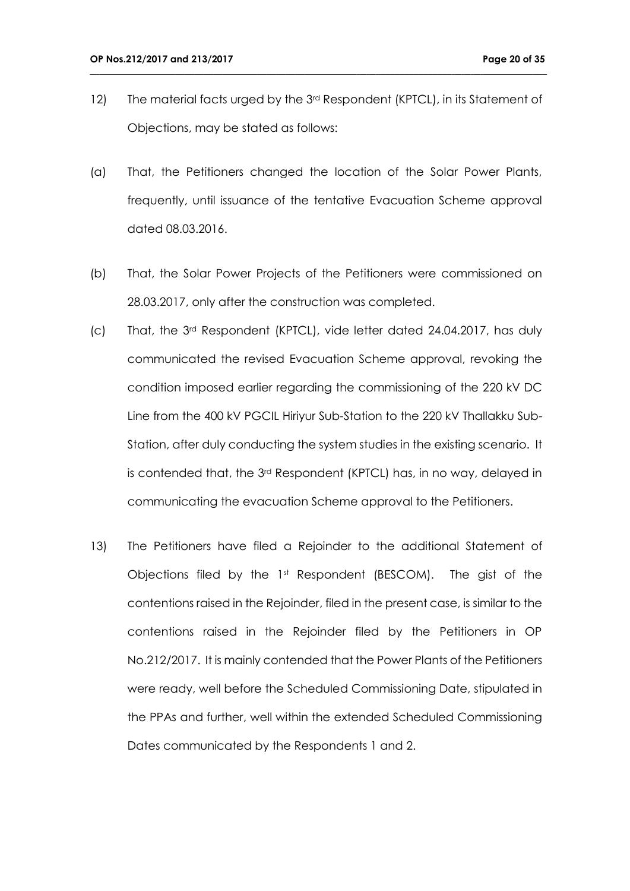12) The material facts urged by the 3rd Respondent (KPTCL), in its Statement of Objections, may be stated as follows:

(a) That, the Petitioners changed the location of the Solar Power Plants, frequently, until issuance of the tentative Evacuation Scheme approval dated 08.03.2016.

(b) That, the Solar Power Projects of the Petitioners were commissioned on 28.03.2017, only after the construction was completed.

(c) That, the 3rd Respondent (KPTCL), vide letter dated 24.04.2017, has duly communicated the revised Evacuation Scheme approval, revoking the condition imposed earlier regarding the commissioning of the 220 kV DC Line from the 400 kV PGCIL Hiriyur Sub-Station to the 220 kV Thallakku Sub-Station, after duly conducting the system studies in the existing scenario. It is contended that, the 3rd Respondent (KPTCL) has, in no way, delayed in communicating the evacuation Scheme approval to the Petitioners.

13) The Petitioners have filed a Rejoinder to the additional Statement of Objections filed by the 1st Respondent (BESCOM). The gist of the contentions raised in the Rejoinder, filed in the present case, is similar to the contentions raised in the Rejoinder filed by the Petitioners in OP No.212/2017. It is mainly contended that the Power Plants of the Petitioners were ready, well before the Scheduled Commissioning Date, stipulated in the PPAs and further, well within the extended Scheduled Commissioning Dates communicated by the Respondents 1 and 2.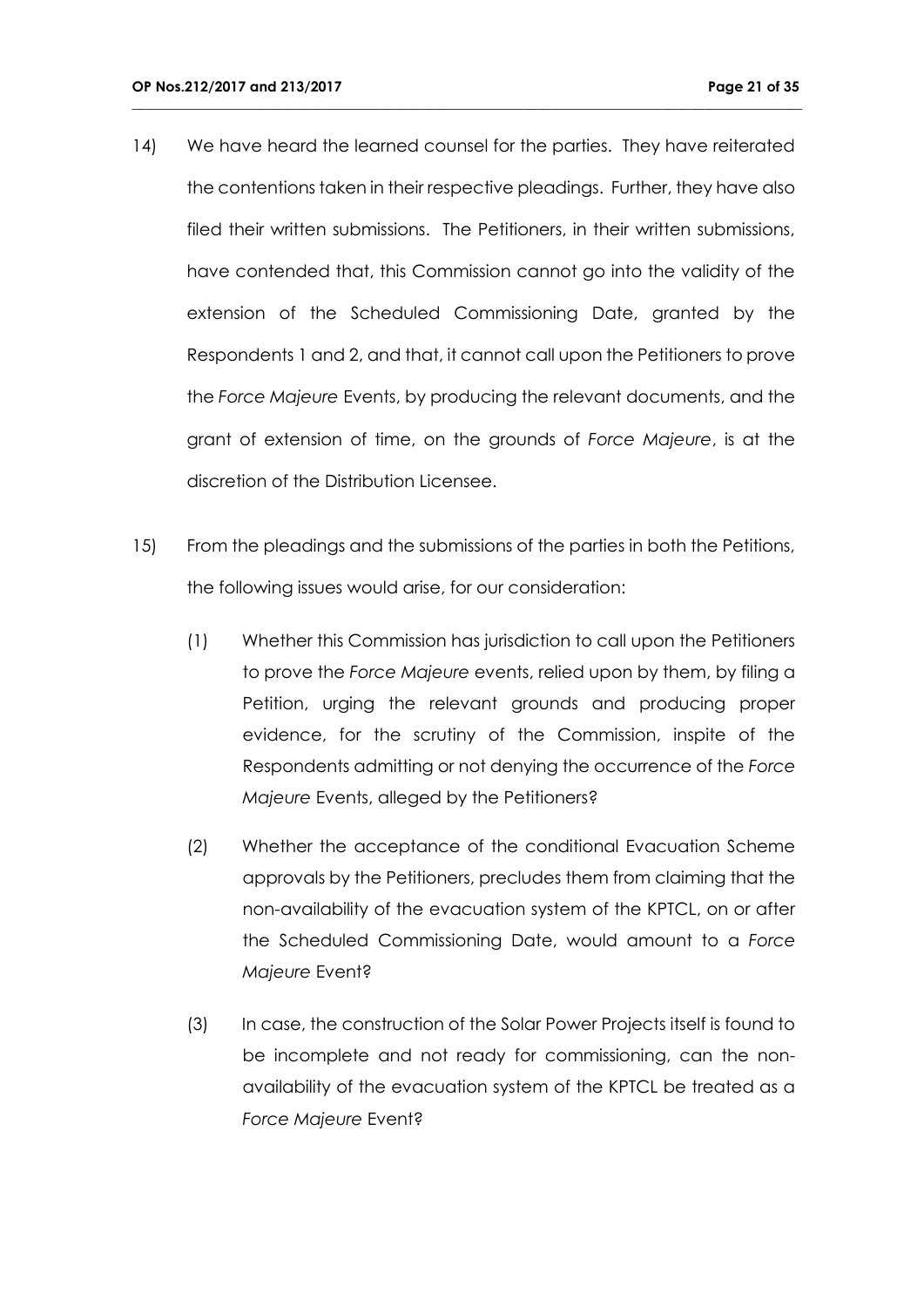14) We have heard the learned counsel for the parties. They have reiterated the contentions taken in their respective pleadings. Further, they have also filed their written submissions. The Petitioners, in their written submissions, have contended that, this Commission cannot go into the validity of the extension of the Scheduled Commissioning Date, granted by the Respondents 1 and 2, and that, it cannot call upon the Petitioners to prove the *Force Majeure* Events, by producing the relevant documents, and the grant of extension of time, on the grounds of *Force Majeure*, is at the discretion of the Distribution Licensee.

15) From the pleadings and the submissions of the parties in both the Petitions, the following issues would arise, for our consideration:

    (1) Whether this Commission has jurisdiction to call upon the Petitioners to prove the *Force Majeure* events, relied upon by them, by filing a Petition, urging the relevant grounds and producing proper evidence, for the scrutiny of the Commission, inspite of the Respondents admitting or not denying the occurrence of the *Force Majeure* Events, alleged by the Petitioners?

    (2) Whether the acceptance of the conditional Evacuation Scheme approvals by the Petitioners, precludes them from claiming that the non-availability of the evacuation system of the KPTCL, on or after the Scheduled Commissioning Date, would amount to a *Force Majeure* Event?

    (3) In case, the construction of the Solar Power Projects itself is found to be incomplete and not ready for commissioning, can the non-availability of the evacuation system of the KPTCL be treated as a *Force Majeure* Event?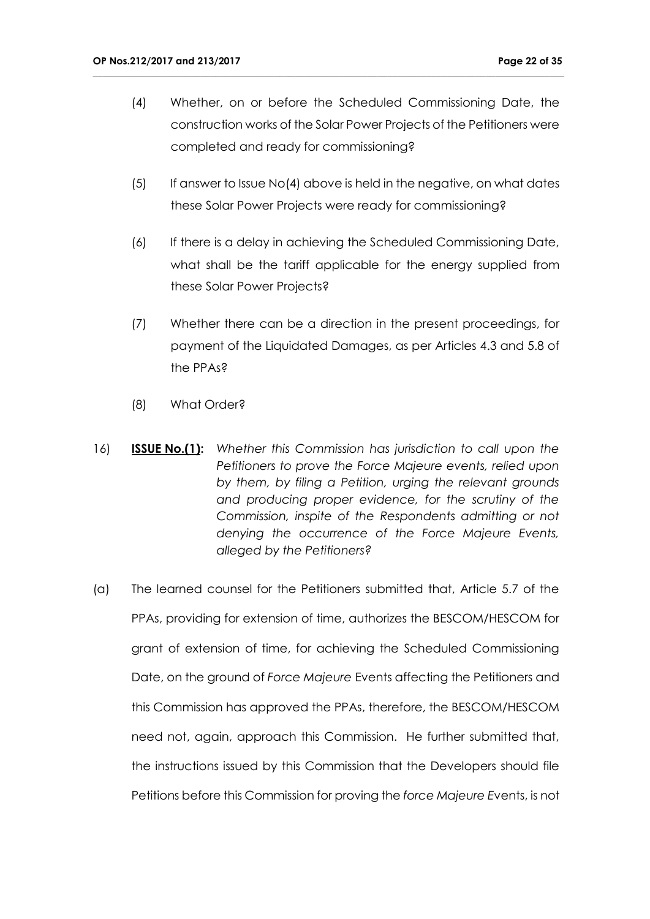(4) Whether, on or before the Scheduled Commissioning Date, the construction works of the Solar Power Projects of the Petitioners were completed and ready for commissioning?

(5) If answer to Issue No(4) above is held in the negative, on what dates these Solar Power Projects were ready for commissioning?

(6) If there is a delay in achieving the Scheduled Commissioning Date, what shall be the tariff applicable for the energy supplied from these Solar Power Projects?

(7) Whether there can be a direction in the present proceedings, for payment of the Liquidated Damages, as per Articles 4.3 and 5.8 of the PPAs?

(8) What Order?

16) **ISSUE No.(1):** *Whether this Commission has jurisdiction to call upon the Petitioners to prove the Force Majeure events, relied upon by them, by filing a Petition, urging the relevant grounds and producing proper evidence, for the scrutiny of the Commission, inspite of the Respondents admitting or not denying the occurrence of the Force Majeure Events, alleged by the Petitioners?*

(a) The learned counsel for the Petitioners submitted that, Article 5.7 of the PPAs, providing for extension of time, authorizes the BESCOM/HESCOM for grant of extension of time, for achieving the Scheduled Commissioning Date, on the ground of *Force Majeure* Events affecting the Petitioners and this Commission has approved the PPAs, therefore, the BESCOM/HESCOM need not, again, approach this Commission. He further submitted that, the instructions issued by this Commission that the Developers should file Petitions before this Commission for proving the *force Majeure E*vents, is not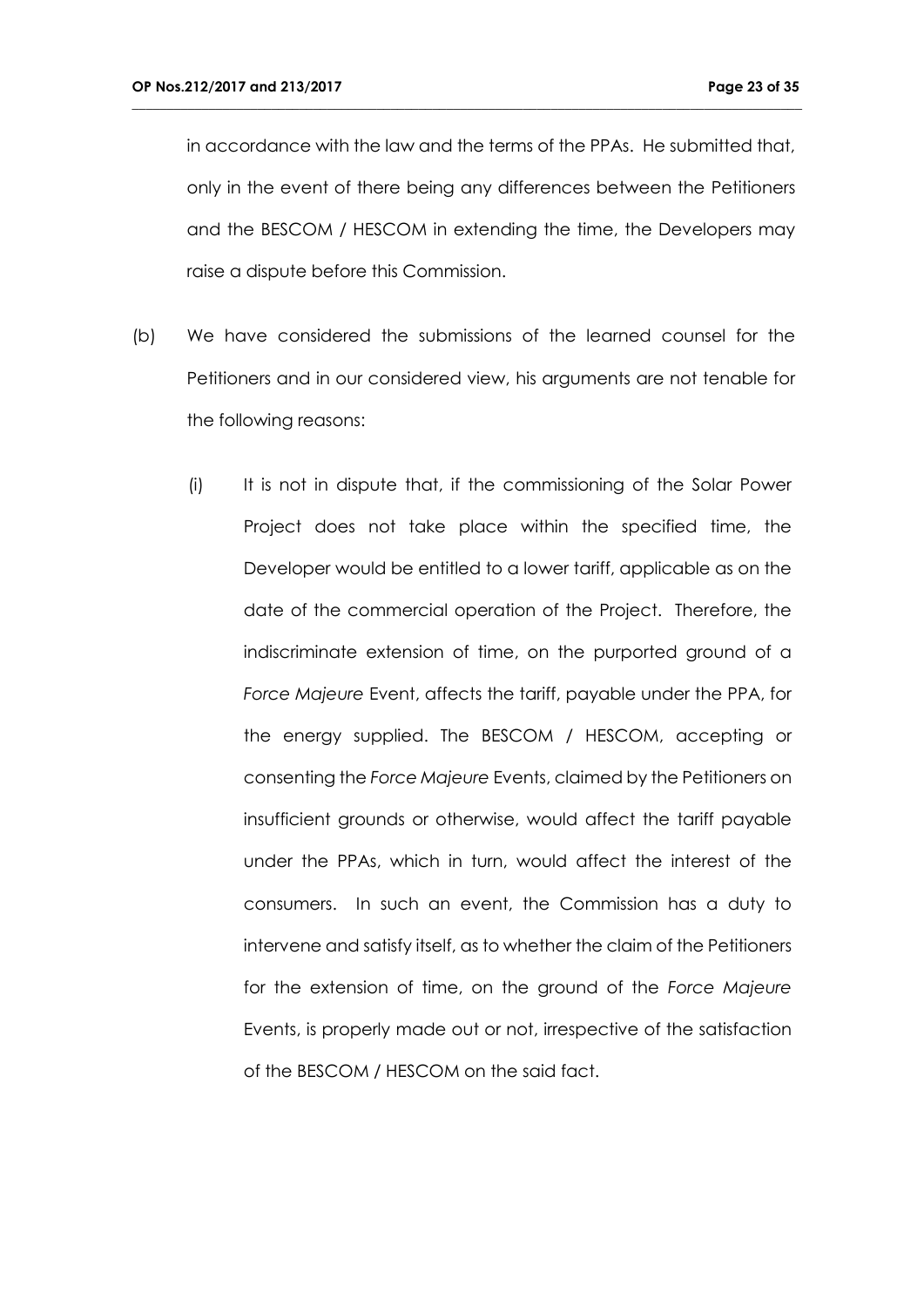in accordance with the law and the terms of the PPAs. He submitted that, only in the event of there being any differences between the Petitioners and the BESCOM / HESCOM in extending the time, the Developers may raise a dispute before this Commission.

(b) We have considered the submissions of the learned counsel for the Petitioners and in our considered view, his arguments are not tenable for the following reasons:

(i) It is not in dispute that, if the commissioning of the Solar Power Project does not take place within the specified time, the Developer would be entitled to a lower tariff, applicable as on the date of the commercial operation of the Project. Therefore, the indiscriminate extension of time, on the purported ground of a *Force Majeure* Event, affects the tariff, payable under the PPA, for the energy supplied. The BESCOM / HESCOM, accepting or consenting the *Force Majeure* Events, claimed by the Petitioners on insufficient grounds or otherwise, would affect the tariff payable under the PPAs, which in turn, would affect the interest of the consumers. In such an event, the Commission has a duty to intervene and satisfy itself, as to whether the claim of the Petitioners for the extension of time, on the ground of the *Force Majeure* Events, is properly made out or not, irrespective of the satisfaction of the BESCOM / HESCOM on the said fact.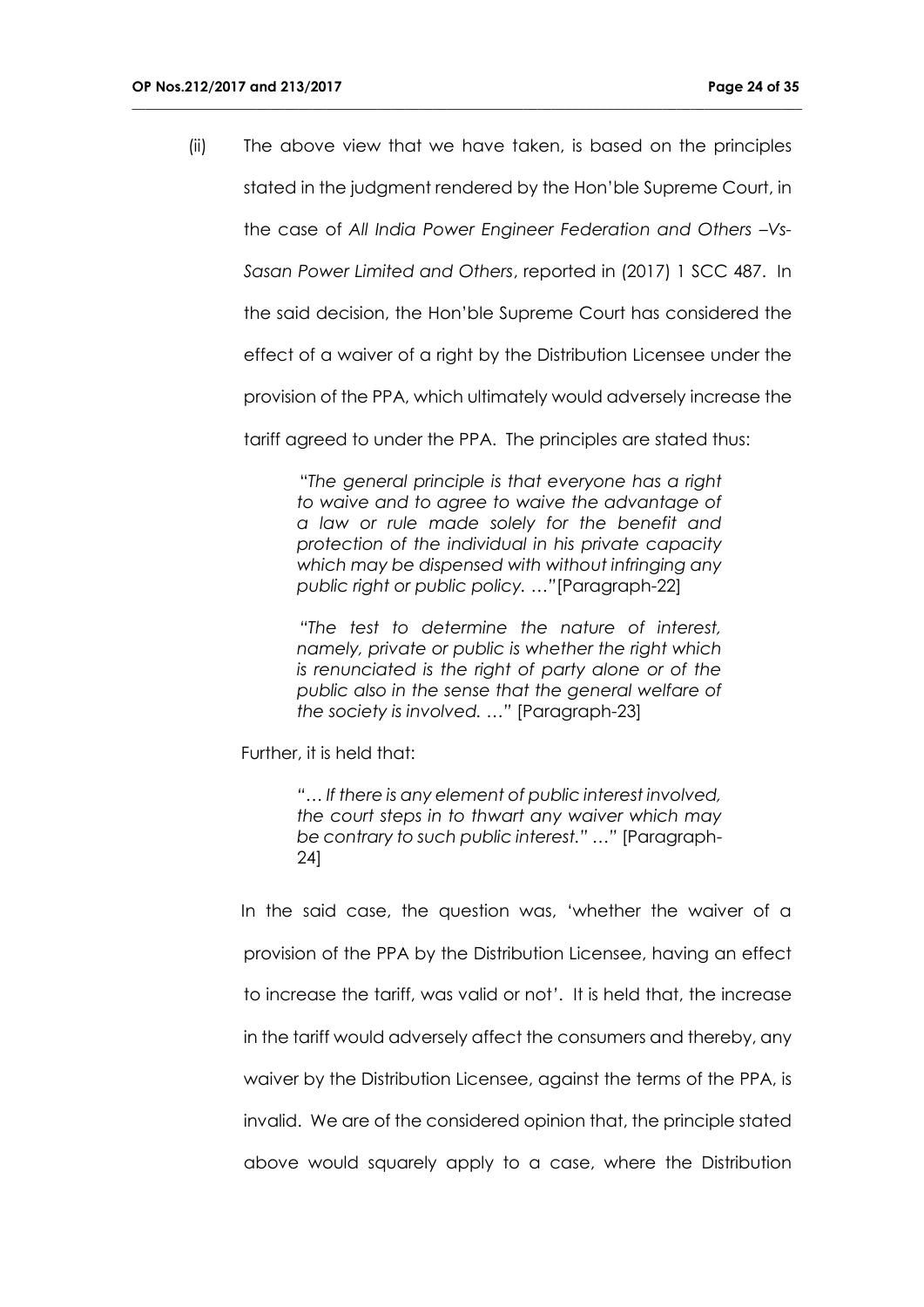(ii) The above view that we have taken, is based on the principles stated in the judgment rendered by the Hon'ble Supreme Court, in the case of *All India Power Engineer Federation and Others –Vs- Sasan Power Limited and Others*, reported in (2017) 1 SCC 487. In the said decision, the Hon'ble Supreme Court has considered the effect of a waiver of a right by the Distribution Licensee under the provision of the PPA, which ultimately would adversely increase the tariff agreed to under the PPA. The principles are stated thus:

> "*The general principle is that everyone has a right to waive and to agree to waive the advantage of a law or rule made solely for the benefit and protection of the individual in his private capacity which may be dispensed with without infringing any public right or public policy. …*"[Paragraph-22]
>
> *"The test to determine the nature of interest, namely, private or public is whether the right which is renunciated is the right of party alone or of the public also in the sense that the general welfare of the society is involved. …*" [Paragraph-23]

Further, it is held that:

> *"… If there is any element of public interest involved, the court steps in to thwart any waiver which may be contrary to such public interest."* …" [Paragraph-24]

In the said case, the question was, 'whether the waiver of a provision of the PPA by the Distribution Licensee, having an effect to increase the tariff, was valid or not'. It is held that, the increase in the tariff would adversely affect the consumers and thereby, any waiver by the Distribution Licensee, against the terms of the PPA, is invalid. We are of the considered opinion that, the principle stated above would squarely apply to a case, where the Distribution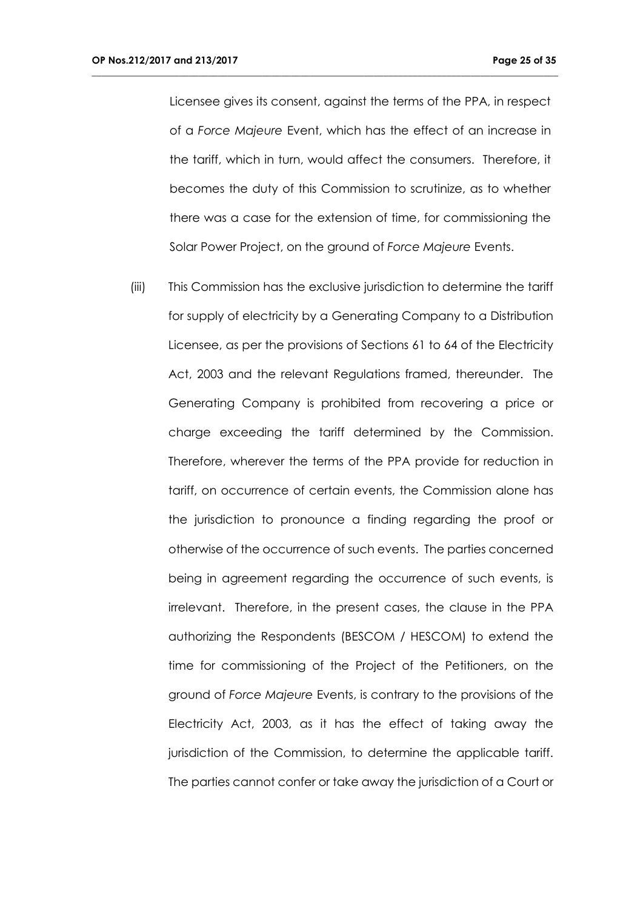Licensee gives its consent, against the terms of the PPA, in respect of a *Force Majeure* Event, which has the effect of an increase in the tariff, which in turn, would affect the consumers. Therefore, it becomes the duty of this Commission to scrutinize, as to whether there was a case for the extension of time, for commissioning the Solar Power Project, on the ground of *Force Majeure* Events.

(iii) This Commission has the exclusive jurisdiction to determine the tariff for supply of electricity by a Generating Company to a Distribution Licensee, as per the provisions of Sections 61 to 64 of the Electricity Act, 2003 and the relevant Regulations framed, thereunder. The Generating Company is prohibited from recovering a price or charge exceeding the tariff determined by the Commission. Therefore, wherever the terms of the PPA provide for reduction in tariff, on occurrence of certain events, the Commission alone has the jurisdiction to pronounce a finding regarding the proof or otherwise of the occurrence of such events. The parties concerned being in agreement regarding the occurrence of such events, is irrelevant. Therefore, in the present cases, the clause in the PPA authorizing the Respondents (BESCOM / HESCOM) to extend the time for commissioning of the Project of the Petitioners, on the ground of *Force Majeure* Events, is contrary to the provisions of the Electricity Act, 2003, as it has the effect of taking away the jurisdiction of the Commission, to determine the applicable tariff. The parties cannot confer or take away the jurisdiction of a Court or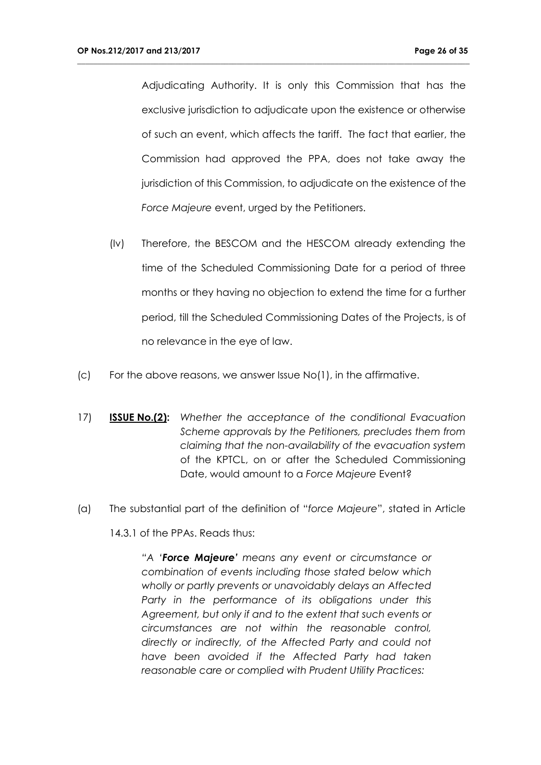Adjudicating Authority. It is only this Commission that has the exclusive jurisdiction to adjudicate upon the existence or otherwise of such an event, which affects the tariff. The fact that earlier, the Commission had approved the PPA, does not take away the jurisdiction of this Commission, to adjudicate on the existence of the *Force Majeure* event, urged by the Petitioners.

(Iv) Therefore, the BESCOM and the HESCOM already extending the time of the Scheduled Commissioning Date for a period of three months or they having no objection to extend the time for a further period, till the Scheduled Commissioning Dates of the Projects, is of no relevance in the eye of law.

(c) For the above reasons, we answer Issue No(1), in the affirmative.

17) **ISSUE No.(2):** *Whether the acceptance of the conditional Evacuation Scheme approvals by the Petitioners, precludes them from claiming that the non-availability of the evacuation system* of the KPTCL, on or after the Scheduled Commissioning Date, would amount to a *Force Majeure* Event?

(a) The substantial part of the definition of "*force Majeure*", stated in Article 14.3.1 of the PPAs. Reads thus:

> *"A '**Force Majeure**' means any event or circumstance or combination of events including those stated below which wholly or partly prevents or unavoidably delays an Affected Party in the performance of its obligations under this Agreement, but only if and to the extent that such events or circumstances are not within the reasonable control, directly or indirectly, of the Affected Party and could not have been avoided if the Affected Party had taken reasonable care or complied with Prudent Utility Practices:*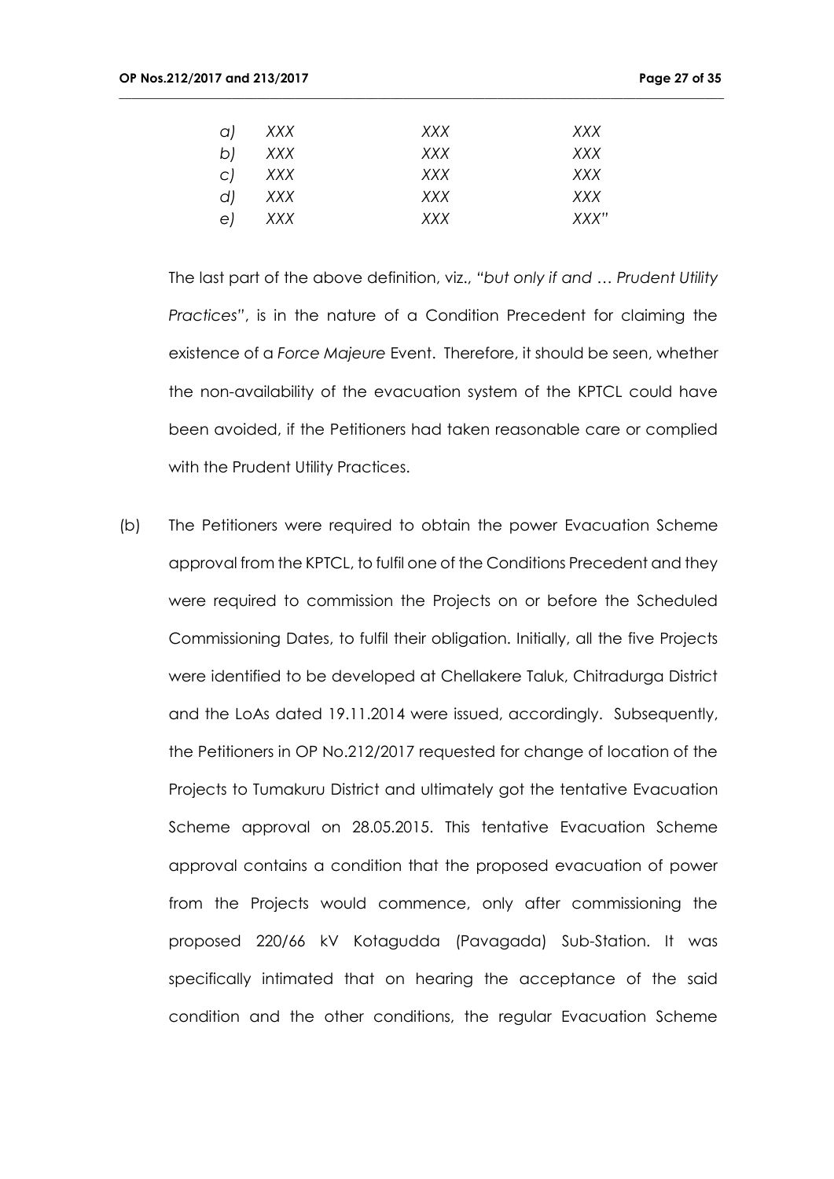| | | | |
|---|---|---|---|
| *a)* | *XXX* | *XXX* | *XXX* |
| *b)* | *XXX* | *XXX* | *XXX* |
| *c)* | *XXX* | *XXX* | *XXX* |
| *d)* | *XXX* | *XXX* | *XXX* |
| *e)* | *XXX* | *XXX* | *XXX"* |

The last part of the above definition, viz., *"but only if and … Prudent Utility Practices"*, is in the nature of a Condition Precedent for claiming the existence of a *Force Majeure* Event. Therefore, it should be seen, whether the non-availability of the evacuation system of the KPTCL could have been avoided, if the Petitioners had taken reasonable care or complied with the Prudent Utility Practices.

(b) The Petitioners were required to obtain the power Evacuation Scheme approval from the KPTCL, to fulfil one of the Conditions Precedent and they were required to commission the Projects on or before the Scheduled Commissioning Dates, to fulfil their obligation. Initially, all the five Projects were identified to be developed at Chellakere Taluk, Chitradurga District and the LoAs dated 19.11.2014 were issued, accordingly. Subsequently, the Petitioners in OP No.212/2017 requested for change of location of the Projects to Tumakuru District and ultimately got the tentative Evacuation Scheme approval on 28.05.2015. This tentative Evacuation Scheme approval contains a condition that the proposed evacuation of power from the Projects would commence, only after commissioning the proposed 220/66 kV Kotagudda (Pavagada) Sub-Station. It was specifically intimated that on hearing the acceptance of the said condition and the other conditions, the regular Evacuation Scheme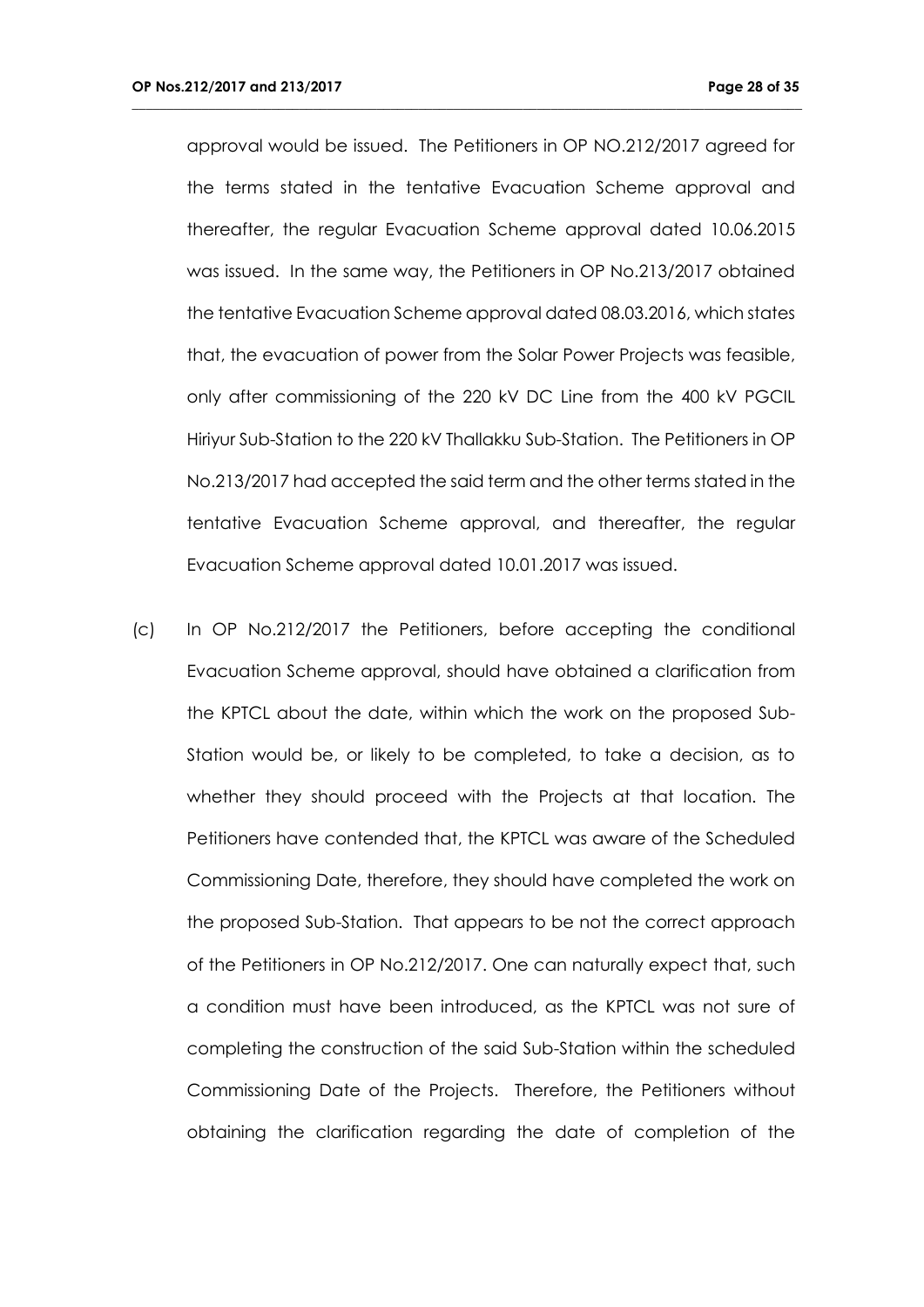approval would be issued. The Petitioners in OP NO.212/2017 agreed for the terms stated in the tentative Evacuation Scheme approval and thereafter, the regular Evacuation Scheme approval dated 10.06.2015 was issued. In the same way, the Petitioners in OP No.213/2017 obtained the tentative Evacuation Scheme approval dated 08.03.2016, which states that, the evacuation of power from the Solar Power Projects was feasible, only after commissioning of the 220 kV DC Line from the 400 kV PGCIL Hiriyur Sub-Station to the 220 kV Thallakku Sub-Station. The Petitioners in OP No.213/2017 had accepted the said term and the other terms stated in the tentative Evacuation Scheme approval, and thereafter, the regular Evacuation Scheme approval dated 10.01.2017 was issued.

(c) In OP No.212/2017 the Petitioners, before accepting the conditional Evacuation Scheme approval, should have obtained a clarification from the KPTCL about the date, within which the work on the proposed Sub-Station would be, or likely to be completed, to take a decision, as to whether they should proceed with the Projects at that location. The Petitioners have contended that, the KPTCL was aware of the Scheduled Commissioning Date, therefore, they should have completed the work on the proposed Sub-Station. That appears to be not the correct approach of the Petitioners in OP No.212/2017. One can naturally expect that, such a condition must have been introduced, as the KPTCL was not sure of completing the construction of the said Sub-Station within the scheduled Commissioning Date of the Projects. Therefore, the Petitioners without obtaining the clarification regarding the date of completion of the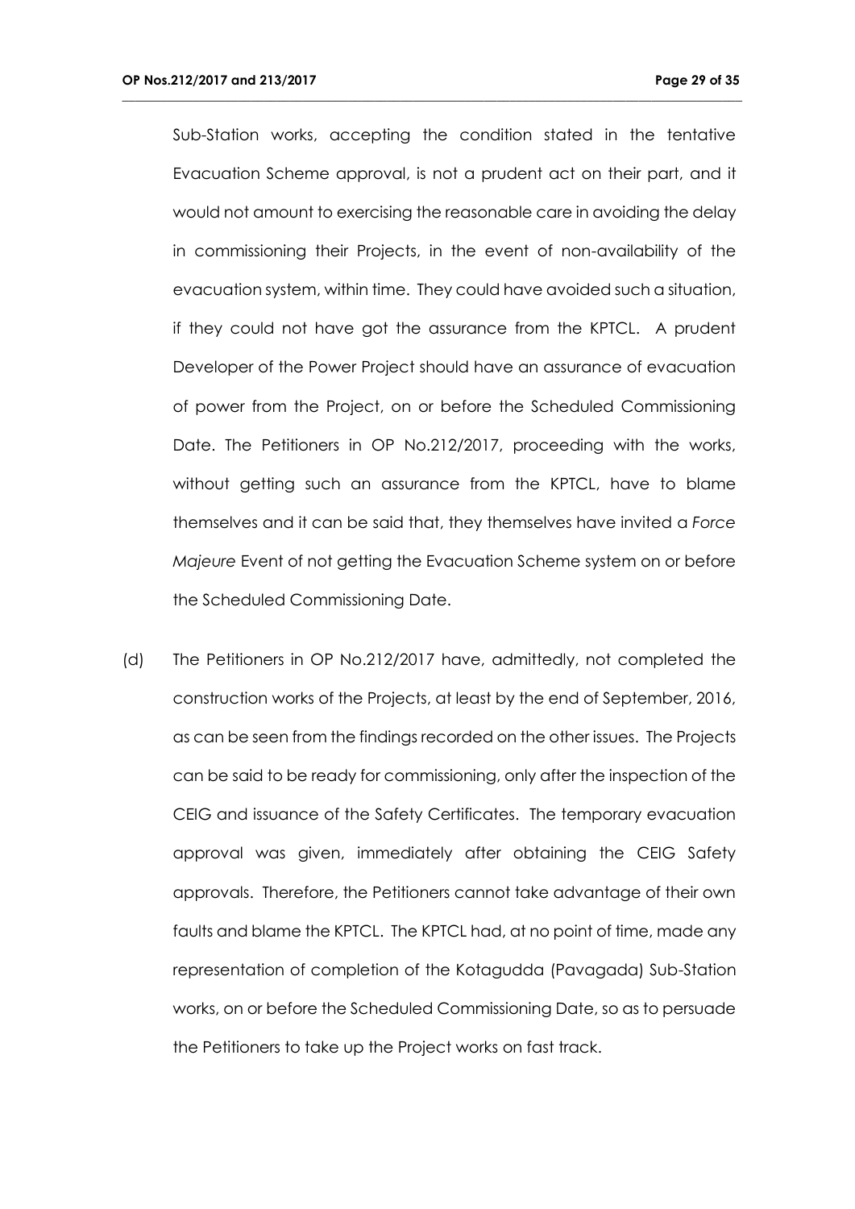Sub-Station works, accepting the condition stated in the tentative Evacuation Scheme approval, is not a prudent act on their part, and it would not amount to exercising the reasonable care in avoiding the delay in commissioning their Projects, in the event of non-availability of the evacuation system, within time. They could have avoided such a situation, if they could not have got the assurance from the KPTCL. A prudent Developer of the Power Project should have an assurance of evacuation of power from the Project, on or before the Scheduled Commissioning Date. The Petitioners in OP No.212/2017, proceeding with the works, without getting such an assurance from the KPTCL, have to blame themselves and it can be said that, they themselves have invited a *Force Majeure* Event of not getting the Evacuation Scheme system on or before the Scheduled Commissioning Date.

(d) The Petitioners in OP No.212/2017 have, admittedly, not completed the construction works of the Projects, at least by the end of September, 2016, as can be seen from the findings recorded on the other issues. The Projects can be said to be ready for commissioning, only after the inspection of the CEIG and issuance of the Safety Certificates. The temporary evacuation approval was given, immediately after obtaining the CEIG Safety approvals. Therefore, the Petitioners cannot take advantage of their own faults and blame the KPTCL. The KPTCL had, at no point of time, made any representation of completion of the Kotagudda (Pavagada) Sub-Station works, on or before the Scheduled Commissioning Date, so as to persuade the Petitioners to take up the Project works on fast track.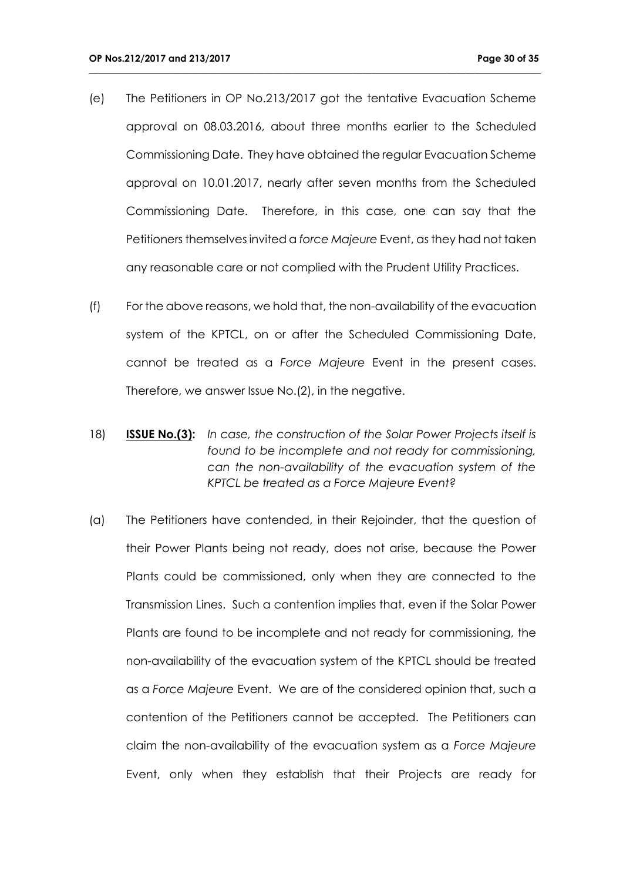(e) The Petitioners in OP No.213/2017 got the tentative Evacuation Scheme approval on 08.03.2016, about three months earlier to the Scheduled Commissioning Date. They have obtained the regular Evacuation Scheme approval on 10.01.2017, nearly after seven months from the Scheduled Commissioning Date. Therefore, in this case, one can say that the Petitioners themselves invited a *force Majeure* Event, as they had not taken any reasonable care or not complied with the Prudent Utility Practices.

(f) For the above reasons, we hold that, the non-availability of the evacuation system of the KPTCL, on or after the Scheduled Commissioning Date, cannot be treated as a *Force Majeure* Event in the present cases. Therefore, we answer Issue No.(2), in the negative.

18) **ISSUE No.(3):** *In case, the construction of the Solar Power Projects itself is found to be incomplete and not ready for commissioning, can the non-availability of the evacuation system of the KPTCL be treated as a Force Majeure Event?*

(a) The Petitioners have contended, in their Rejoinder, that the question of their Power Plants being not ready, does not arise, because the Power Plants could be commissioned, only when they are connected to the Transmission Lines. Such a contention implies that, even if the Solar Power Plants are found to be incomplete and not ready for commissioning, the non-availability of the evacuation system of the KPTCL should be treated as a *Force Majeure* Event. We are of the considered opinion that, such a contention of the Petitioners cannot be accepted. The Petitioners can claim the non-availability of the evacuation system as a *Force Majeure* Event, only when they establish that their Projects are ready for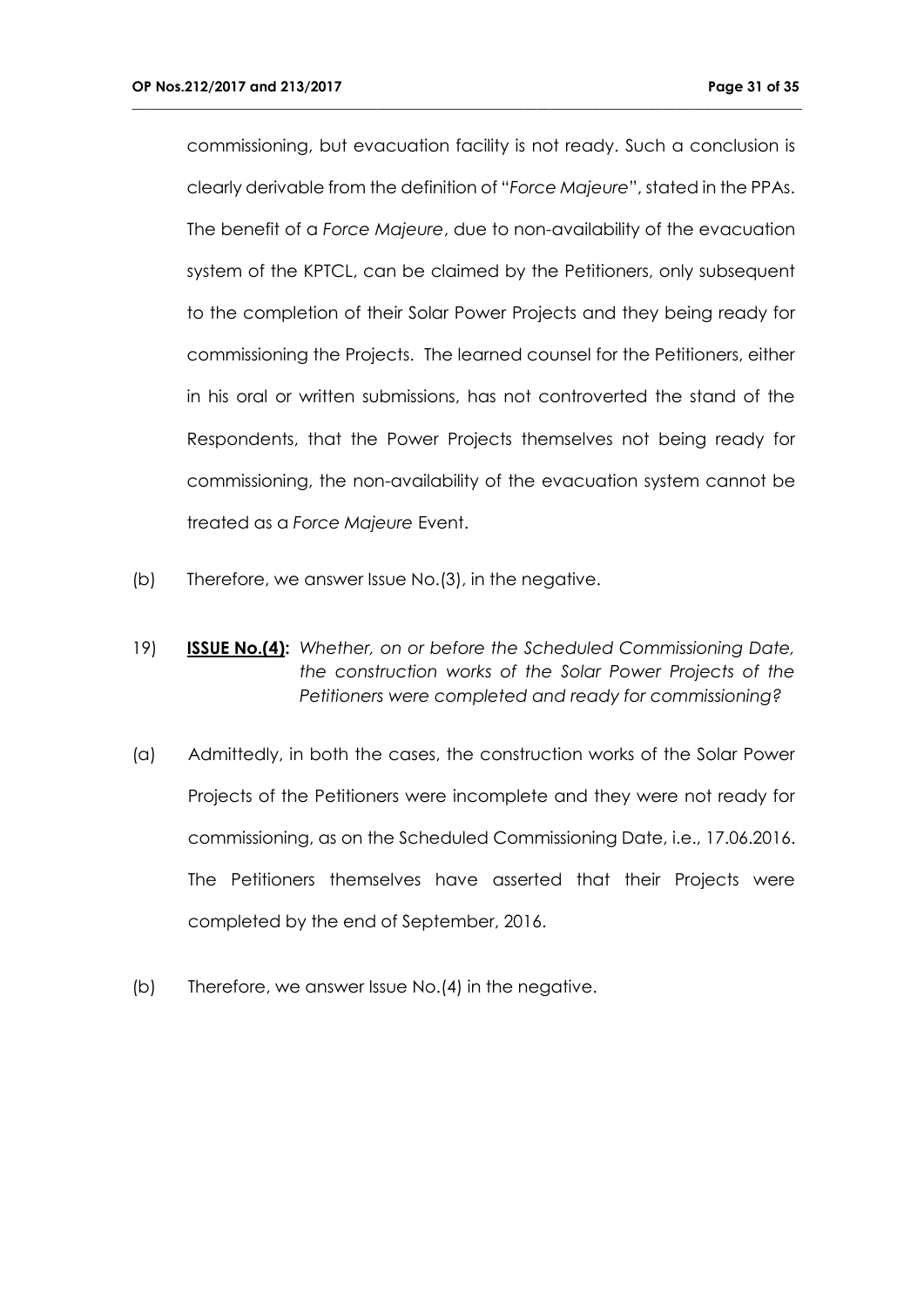commissioning, but evacuation facility is not ready. Such a conclusion is clearly derivable from the definition of "*Force Majeure*", stated in the PPAs. The benefit of a *Force Majeure*, due to non-availability of the evacuation system of the KPTCL, can be claimed by the Petitioners, only subsequent to the completion of their Solar Power Projects and they being ready for commissioning the Projects. The learned counsel for the Petitioners, either in his oral or written submissions, has not controverted the stand of the Respondents, that the Power Projects themselves not being ready for commissioning, the non-availability of the evacuation system cannot be treated as a *Force Majeure* Event.

(b) Therefore, we answer Issue No.(3), in the negative.

19) **<u>ISSUE No.(4):</u>** *Whether, on or before the Scheduled Commissioning Date, the construction works of the Solar Power Projects of the Petitioners were completed and ready for commissioning?*

(a) Admittedly, in both the cases, the construction works of the Solar Power Projects of the Petitioners were incomplete and they were not ready for commissioning, as on the Scheduled Commissioning Date, i.e., 17.06.2016. The Petitioners themselves have asserted that their Projects were completed by the end of September, 2016.

(b) Therefore, we answer Issue No.(4) in the negative.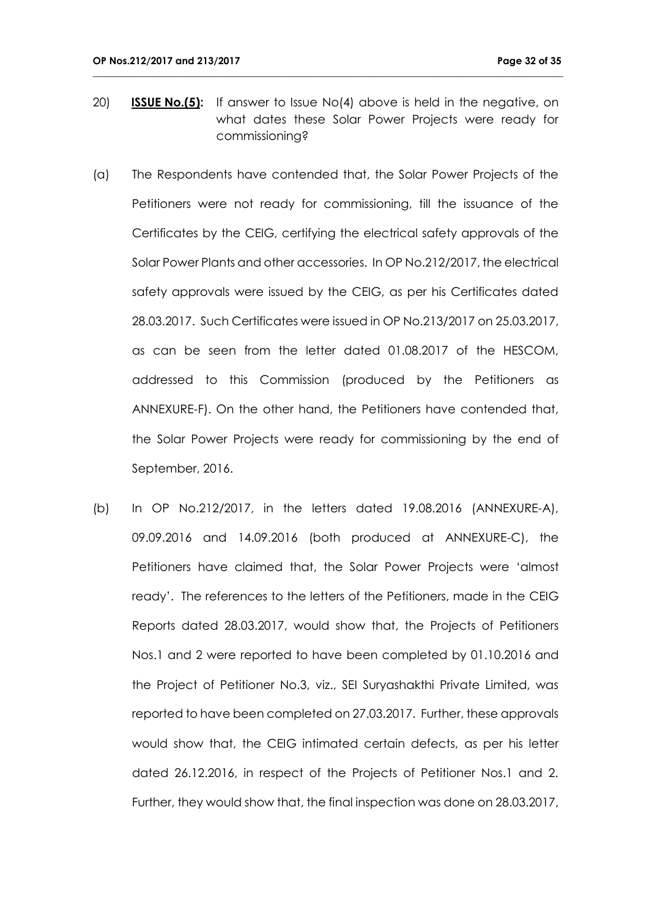20) **ISSUE No.(5):** If answer to Issue No(4) above is held in the negative, on what dates these Solar Power Projects were ready for commissioning?

(a) The Respondents have contended that, the Solar Power Projects of the Petitioners were not ready for commissioning, till the issuance of the Certificates by the CEIG, certifying the electrical safety approvals of the Solar Power Plants and other accessories. In OP No.212/2017, the electrical safety approvals were issued by the CEIG, as per his Certificates dated 28.03.2017. Such Certificates were issued in OP No.213/2017 on 25.03.2017, as can be seen from the letter dated 01.08.2017 of the HESCOM, addressed to this Commission (produced by the Petitioners as ANNEXURE-F). On the other hand, the Petitioners have contended that, the Solar Power Projects were ready for commissioning by the end of September, 2016.

(b) In OP No.212/2017, in the letters dated 19.08.2016 (ANNEXURE-A), 09.09.2016 and 14.09.2016 (both produced at ANNEXURE-C), the Petitioners have claimed that, the Solar Power Projects were 'almost ready'. The references to the letters of the Petitioners, made in the CEIG Reports dated 28.03.2017, would show that, the Projects of Petitioners Nos.1 and 2 were reported to have been completed by 01.10.2016 and the Project of Petitioner No.3, viz., SEI Suryashakthi Private Limited, was reported to have been completed on 27.03.2017. Further, these approvals would show that, the CEIG intimated certain defects, as per his letter dated 26.12.2016, in respect of the Projects of Petitioner Nos.1 and 2. Further, they would show that, the final inspection was done on 28.03.2017,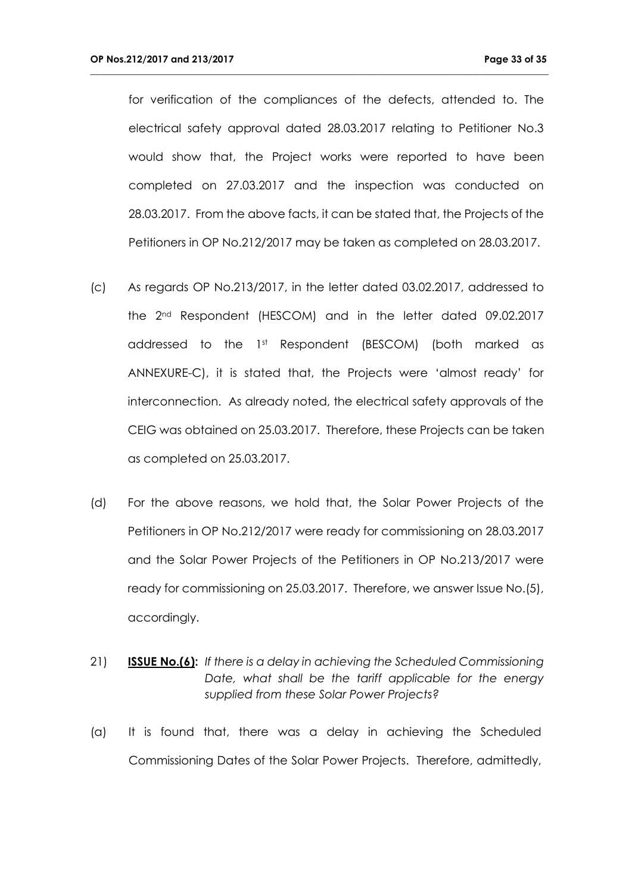for verification of the compliances of the defects, attended to. The electrical safety approval dated 28.03.2017 relating to Petitioner No.3 would show that, the Project works were reported to have been completed on 27.03.2017 and the inspection was conducted on 28.03.2017. From the above facts, it can be stated that, the Projects of the Petitioners in OP No.212/2017 may be taken as completed on 28.03.2017.

(c) As regards OP No.213/2017, in the letter dated 03.02.2017, addressed to the 2nd Respondent (HESCOM) and in the letter dated 09.02.2017 addressed to the 1st Respondent (BESCOM) (both marked as ANNEXURE-C), it is stated that, the Projects were 'almost ready' for interconnection. As already noted, the electrical safety approvals of the CEIG was obtained on 25.03.2017. Therefore, these Projects can be taken as completed on 25.03.2017.

(d) For the above reasons, we hold that, the Solar Power Projects of the Petitioners in OP No.212/2017 were ready for commissioning on 28.03.2017 and the Solar Power Projects of the Petitioners in OP No.213/2017 were ready for commissioning on 25.03.2017. Therefore, we answer Issue No.(5), accordingly.

21) **<u>ISSUE No.(6):</u>** *If there is a delay in achieving the Scheduled Commissioning Date, what shall be the tariff applicable for the energy supplied from these Solar Power Projects?*

(a) It is found that, there was a delay in achieving the Scheduled Commissioning Dates of the Solar Power Projects. Therefore, admittedly,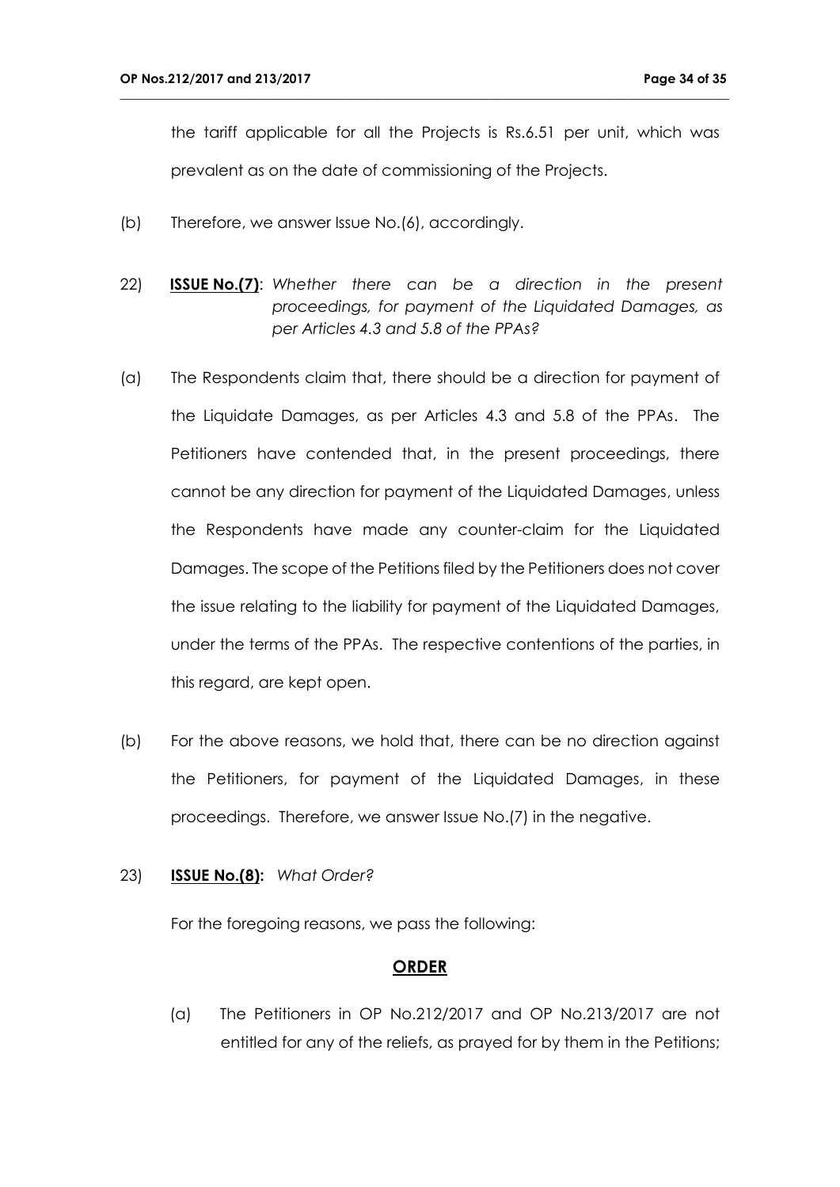the tariff applicable for all the Projects is Rs.6.51 per unit, which was prevalent as on the date of commissioning of the Projects.

(b) Therefore, we answer Issue No.(6), accordingly.

22) **<u>ISSUE No.(7)</u>**: *Whether there can be a direction in the present proceedings, for payment of the Liquidated Damages, as per Articles 4.3 and 5.8 of the PPAs?*

(a) The Respondents claim that, there should be a direction for payment of the Liquidate Damages, as per Articles 4.3 and 5.8 of the PPAs. The Petitioners have contended that, in the present proceedings, there cannot be any direction for payment of the Liquidated Damages, unless the Respondents have made any counter-claim for the Liquidated Damages. The scope of the Petitions filed by the Petitioners does not cover the issue relating to the liability for payment of the Liquidated Damages, under the terms of the PPAs. The respective contentions of the parties, in this regard, are kept open.

(b) For the above reasons, we hold that, there can be no direction against the Petitioners, for payment of the Liquidated Damages, in these proceedings. Therefore, we answer Issue No.(7) in the negative.

23) **<u>ISSUE No.(8):</u>** *What Order?*

For the foregoing reasons, we pass the following:

## <u>ORDER</u>

(a) The Petitioners in OP No.212/2017 and OP No.213/2017 are not entitled for any of the reliefs, as prayed for by them in the Petitions;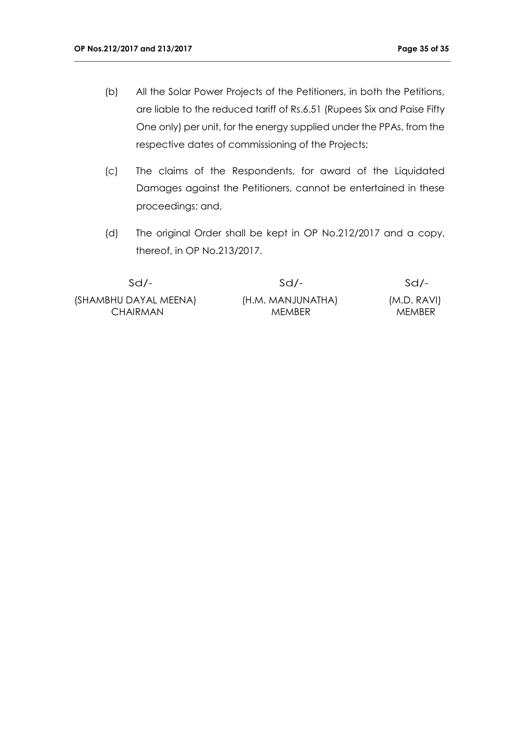(b) All the Solar Power Projects of the Petitioners, in both the Petitions, are liable to the reduced tariff of Rs.6.51 (Rupees Six and Paise Fifty One only) per unit, for the energy supplied under the PPAs, from the respective dates of commissioning of the Projects;

(c) The claims of the Respondents, for award of the Liquidated Damages against the Petitioners, cannot be entertained in these proceedings; and,

(d) The original Order shall be kept in OP No.212/2017 and a copy, thereof, in OP No.213/2017.

| | | |
|---|---|---|
| Sd/- | Sd/- | Sd/- |
| (SHAMBHU DAYAL MEENA) CHAIRMAN | (H.M. MANJUNATHA) MEMBER | (M.D. RAVI) MEMBER |